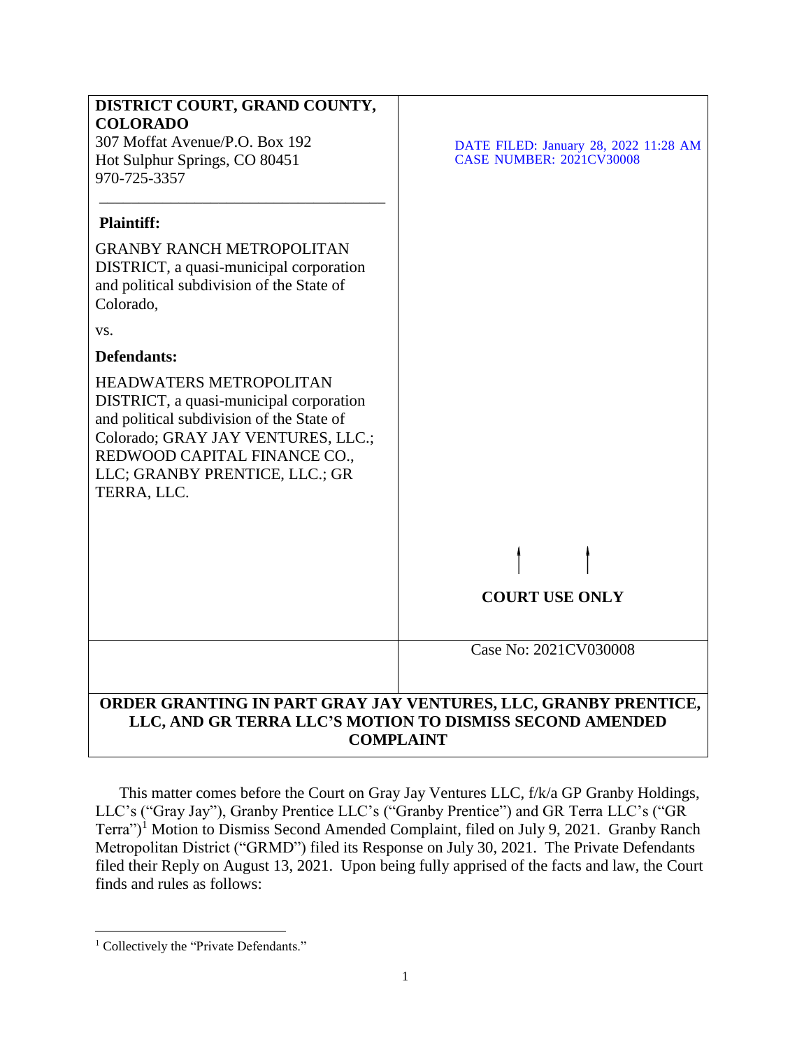**DISTRICT COURT, GRAND COUNTY, COLORADO**
307 Moffat Avenue/P.O. Box 192
Hot Sulphur Springs, CO 80451
970-725-3357

DATE FILED: January 28, 2022 11:28 AM
CASE NUMBER: 2021CV30008

**Plaintiff:**

GRANBY RANCH METROPOLITAN DISTRICT, a quasi-municipal corporation and political subdivision of the State of Colorado,

vs.

**Defendants:**

HEADWATERS METROPOLITAN DISTRICT, a quasi-municipal corporation and political subdivision of the State of Colorado; GRAY JAY VENTURES, LLC.; REDWOOD CAPITAL FINANCE CO., LLC; GRANBY PRENTICE, LLC.; GR TERRA, LLC.

**COURT USE ONLY**

Case No: 2021CV030008

**ORDER GRANTING IN PART GRAY JAY VENTURES, LLC, GRANBY PRENTICE, LLC, AND GR TERRA LLC'S MOTION TO DISMISS SECOND AMENDED COMPLAINT**

This matter comes before the Court on Gray Jay Ventures LLC, f/k/a GP Granby Holdings, LLC's ("Gray Jay"), Granby Prentice LLC's ("Granby Prentice") and GR Terra LLC's ("GR Terra")[1] Motion to Dismiss Second Amended Complaint, filed on July 9, 2021. Granby Ranch Metropolitan District ("GRMD") filed its Response on July 30, 2021. The Private Defendants filed their Reply on August 13, 2021. Upon being fully apprised of the facts and law, the Court finds and rules as follows:

[1] Collectively the "Private Defendants."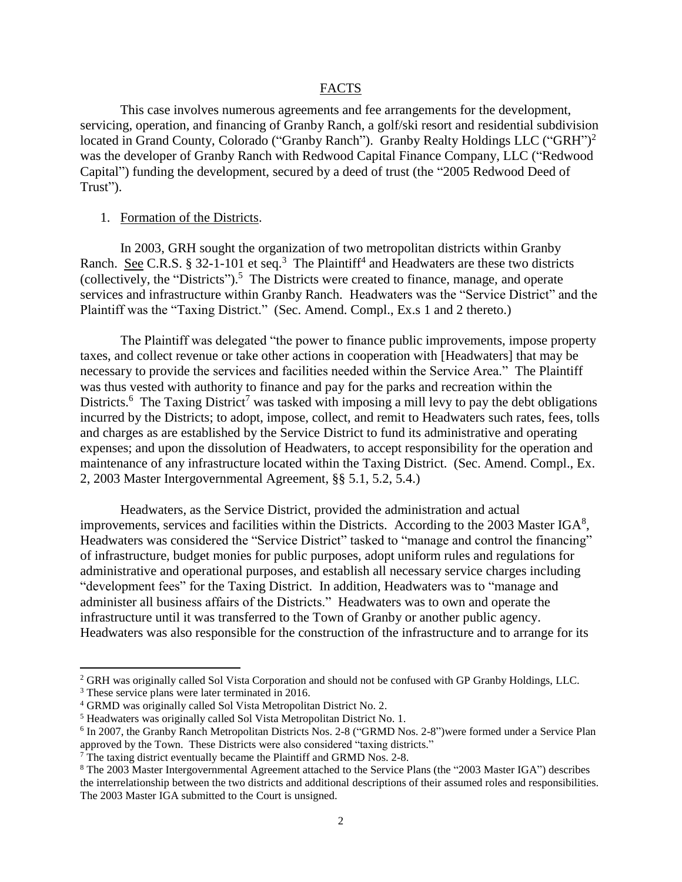## FACTS

This case involves numerous agreements and fee arrangements for the development, servicing, operation, and financing of Granby Ranch, a golf/ski resort and residential subdivision located in Grand County, Colorado ("Granby Ranch"). Granby Realty Holdings LLC ("GRH")[2] was the developer of Granby Ranch with Redwood Capital Finance Company, LLC ("Redwood Capital") funding the development, secured by a deed of trust (the "2005 Redwood Deed of Trust").

1. Formation of the Districts.

In 2003, GRH sought the organization of two metropolitan districts within Granby Ranch. See C.R.S. § 32-1-101 et seq.[3] The Plaintiff[4] and Headwaters are these two districts (collectively, the "Districts").[5] The Districts were created to finance, manage, and operate services and infrastructure within Granby Ranch. Headwaters was the "Service District" and the Plaintiff was the "Taxing District." (Sec. Amend. Compl., Ex.s 1 and 2 thereto.)

The Plaintiff was delegated "the power to finance public improvements, impose property taxes, and collect revenue or take other actions in cooperation with [Headwaters] that may be necessary to provide the services and facilities needed within the Service Area." The Plaintiff was thus vested with authority to finance and pay for the parks and recreation within the Districts.[6] The Taxing District[7] was tasked with imposing a mill levy to pay the debt obligations incurred by the Districts; to adopt, impose, collect, and remit to Headwaters such rates, fees, tolls and charges as are established by the Service District to fund its administrative and operating expenses; and upon the dissolution of Headwaters, to accept responsibility for the operation and maintenance of any infrastructure located within the Taxing District. (Sec. Amend. Compl., Ex. 2, 2003 Master Intergovernmental Agreement, §§ 5.1, 5.2, 5.4.)

Headwaters, as the Service District, provided the administration and actual improvements, services and facilities within the Districts. According to the 2003 Master IGA[8], Headwaters was considered the "Service District" tasked to "manage and control the financing" of infrastructure, budget monies for public purposes, adopt uniform rules and regulations for administrative and operational purposes, and establish all necessary service charges including "development fees" for the Taxing District. In addition, Headwaters was to "manage and administer all business affairs of the Districts." Headwaters was to own and operate the infrastructure until it was transferred to the Town of Granby or another public agency. Headwaters was also responsible for the construction of the infrastructure and to arrange for its

---

[2] GRH was originally called Sol Vista Corporation and should not be confused with GP Granby Holdings, LLC.

[3] These service plans were later terminated in 2016.

[4] GRMD was originally called Sol Vista Metropolitan District No. 2.

[5] Headwaters was originally called Sol Vista Metropolitan District No. 1.

[6] In 2007, the Granby Ranch Metropolitan Districts Nos. 2-8 ("GRMD Nos. 2-8")were formed under a Service Plan approved by the Town. These Districts were also considered "taxing districts."

[7] The taxing district eventually became the Plaintiff and GRMD Nos. 2-8.

[8] The 2003 Master Intergovernmental Agreement attached to the Service Plans (the "2003 Master IGA") describes the interrelationship between the two districts and additional descriptions of their assumed roles and responsibilities. The 2003 Master IGA submitted to the Court is unsigned.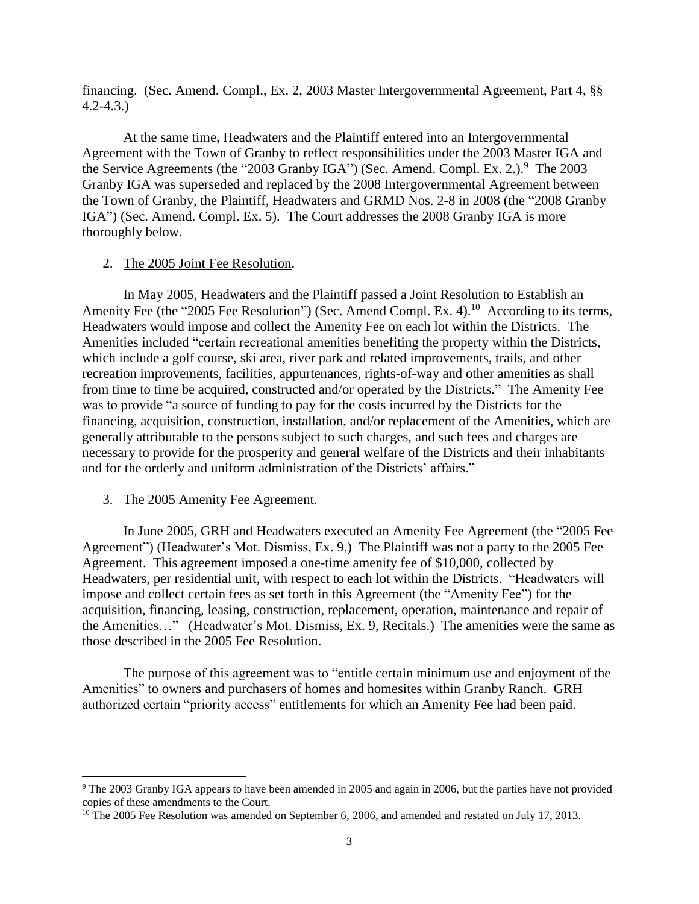financing. (Sec. Amend. Compl., Ex. 2, 2003 Master Intergovernmental Agreement, Part 4, §§ 4.2-4.3.)

At the same time, Headwaters and the Plaintiff entered into an Intergovernmental Agreement with the Town of Granby to reflect responsibilities under the 2003 Master IGA and the Service Agreements (the "2003 Granby IGA") (Sec. Amend. Compl. Ex. 2.).[9] The 2003 Granby IGA was superseded and replaced by the 2008 Intergovernmental Agreement between the Town of Granby, the Plaintiff, Headwaters and GRMD Nos. 2-8 in 2008 (the "2008 Granby IGA") (Sec. Amend. Compl. Ex. 5). The Court addresses the 2008 Granby IGA is more thoroughly below.

2. <u>The 2005 Joint Fee Resolution</u>.

In May 2005, Headwaters and the Plaintiff passed a Joint Resolution to Establish an Amenity Fee (the "2005 Fee Resolution") (Sec. Amend Compl. Ex. 4).[10] According to its terms, Headwaters would impose and collect the Amenity Fee on each lot within the Districts. The Amenities included "certain recreational amenities benefiting the property within the Districts, which include a golf course, ski area, river park and related improvements, trails, and other recreation improvements, facilities, appurtenances, rights-of-way and other amenities as shall from time to time be acquired, constructed and/or operated by the Districts." The Amenity Fee was to provide "a source of funding to pay for the costs incurred by the Districts for the financing, acquisition, construction, installation, and/or replacement of the Amenities, which are generally attributable to the persons subject to such charges, and such fees and charges are necessary to provide for the prosperity and general welfare of the Districts and their inhabitants and for the orderly and uniform administration of the Districts' affairs."

3. <u>The 2005 Amenity Fee Agreement</u>.

In June 2005, GRH and Headwaters executed an Amenity Fee Agreement (the "2005 Fee Agreement") (Headwater's Mot. Dismiss, Ex. 9.) The Plaintiff was not a party to the 2005 Fee Agreement. This agreement imposed a one-time amenity fee of $10,000, collected by Headwaters, per residential unit, with respect to each lot within the Districts. "Headwaters will impose and collect certain fees as set forth in this Agreement (the "Amenity Fee") for the acquisition, financing, leasing, construction, replacement, operation, maintenance and repair of the Amenities…" (Headwater's Mot. Dismiss, Ex. 9, Recitals.) The amenities were the same as those described in the 2005 Fee Resolution.

The purpose of this agreement was to "entitle certain minimum use and enjoyment of the Amenities" to owners and purchasers of homes and homesites within Granby Ranch. GRH authorized certain "priority access" entitlements for which an Amenity Fee had been paid.

---

[9] The 2003 Granby IGA appears to have been amended in 2005 and again in 2006, but the parties have not provided copies of these amendments to the Court.

[10] The 2005 Fee Resolution was amended on September 6, 2006, and amended and restated on July 17, 2013.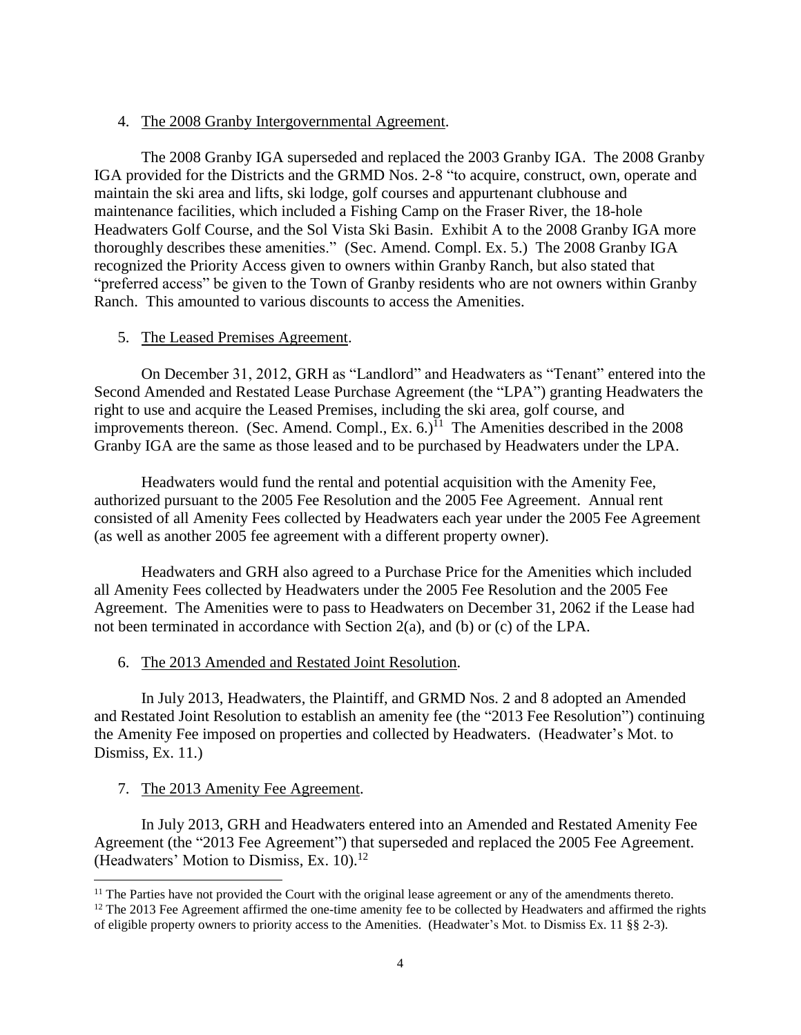4. The 2008 Granby Intergovernmental Agreement.

The 2008 Granby IGA superseded and replaced the 2003 Granby IGA. The 2008 Granby IGA provided for the Districts and the GRMD Nos. 2-8 "to acquire, construct, own, operate and maintain the ski area and lifts, ski lodge, golf courses and appurtenant clubhouse and maintenance facilities, which included a Fishing Camp on the Fraser River, the 18-hole Headwaters Golf Course, and the Sol Vista Ski Basin. Exhibit A to the 2008 Granby IGA more thoroughly describes these amenities." (Sec. Amend. Compl. Ex. 5.) The 2008 Granby IGA recognized the Priority Access given to owners within Granby Ranch, but also stated that "preferred access" be given to the Town of Granby residents who are not owners within Granby Ranch. This amounted to various discounts to access the Amenities.

5. The Leased Premises Agreement.

On December 31, 2012, GRH as "Landlord" and Headwaters as "Tenant" entered into the Second Amended and Restated Lease Purchase Agreement (the "LPA") granting Headwaters the right to use and acquire the Leased Premises, including the ski area, golf course, and improvements thereon. (Sec. Amend. Compl., Ex. 6.)[11] The Amenities described in the 2008 Granby IGA are the same as those leased and to be purchased by Headwaters under the LPA.

Headwaters would fund the rental and potential acquisition with the Amenity Fee, authorized pursuant to the 2005 Fee Resolution and the 2005 Fee Agreement. Annual rent consisted of all Amenity Fees collected by Headwaters each year under the 2005 Fee Agreement (as well as another 2005 fee agreement with a different property owner).

Headwaters and GRH also agreed to a Purchase Price for the Amenities which included all Amenity Fees collected by Headwaters under the 2005 Fee Resolution and the 2005 Fee Agreement. The Amenities were to pass to Headwaters on December 31, 2062 if the Lease had not been terminated in accordance with Section 2(a), and (b) or (c) of the LPA.

6. The 2013 Amended and Restated Joint Resolution.

In July 2013, Headwaters, the Plaintiff, and GRMD Nos. 2 and 8 adopted an Amended and Restated Joint Resolution to establish an amenity fee (the "2013 Fee Resolution") continuing the Amenity Fee imposed on properties and collected by Headwaters. (Headwater's Mot. to Dismiss, Ex. 11.)

7. The 2013 Amenity Fee Agreement.

In July 2013, GRH and Headwaters entered into an Amended and Restated Amenity Fee Agreement (the "2013 Fee Agreement") that superseded and replaced the 2005 Fee Agreement. (Headwaters' Motion to Dismiss, Ex. 10).[12]

---

[11] The Parties have not provided the Court with the original lease agreement or any of the amendments thereto.

[12] The 2013 Fee Agreement affirmed the one-time amenity fee to be collected by Headwaters and affirmed the rights of eligible property owners to priority access to the Amenities. (Headwater's Mot. to Dismiss Ex. 11 §§ 2-3).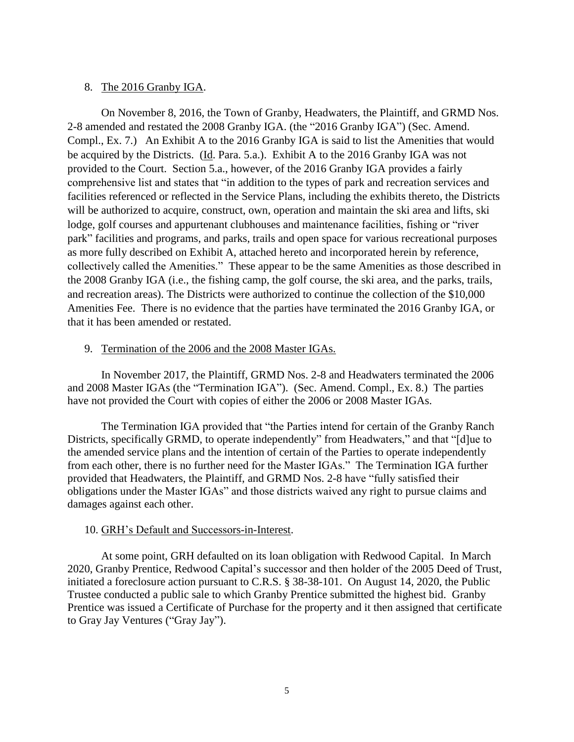8. <u>The 2016 Granby IGA</u>.

On November 8, 2016, the Town of Granby, Headwaters, the Plaintiff, and GRMD Nos. 2-8 amended and restated the 2008 Granby IGA. (the "2016 Granby IGA") (Sec. Amend. Compl., Ex. 7.) An Exhibit A to the 2016 Granby IGA is said to list the Amenities that would be acquired by the Districts. (<u>Id</u>. Para. 5.a.). Exhibit A to the 2016 Granby IGA was not provided to the Court. Section 5.a., however, of the 2016 Granby IGA provides a fairly comprehensive list and states that "in addition to the types of park and recreation services and facilities referenced or reflected in the Service Plans, including the exhibits thereto, the Districts will be authorized to acquire, construct, own, operation and maintain the ski area and lifts, ski lodge, golf courses and appurtenant clubhouses and maintenance facilities, fishing or "river park" facilities and programs, and parks, trails and open space for various recreational purposes as more fully described on Exhibit A, attached hereto and incorporated herein by reference, collectively called the Amenities." These appear to be the same Amenities as those described in the 2008 Granby IGA (i.e., the fishing camp, the golf course, the ski area, and the parks, trails, and recreation areas). The Districts were authorized to continue the collection of the $10,000 Amenities Fee. There is no evidence that the parties have terminated the 2016 Granby IGA, or that it has been amended or restated.

9. <u>Termination of the 2006 and the 2008 Master IGAs.</u>

In November 2017, the Plaintiff, GRMD Nos. 2-8 and Headwaters terminated the 2006 and 2008 Master IGAs (the "Termination IGA"). (Sec. Amend. Compl., Ex. 8.) The parties have not provided the Court with copies of either the 2006 or 2008 Master IGAs.

The Termination IGA provided that "the Parties intend for certain of the Granby Ranch Districts, specifically GRMD, to operate independently" from Headwaters," and that "[d]ue to the amended service plans and the intention of certain of the Parties to operate independently from each other, there is no further need for the Master IGAs." The Termination IGA further provided that Headwaters, the Plaintiff, and GRMD Nos. 2-8 have "fully satisfied their obligations under the Master IGAs" and those districts waived any right to pursue claims and damages against each other.

10. <u>GRH's Default and Successors-in-Interest</u>.

At some point, GRH defaulted on its loan obligation with Redwood Capital. In March 2020, Granby Prentice, Redwood Capital's successor and then holder of the 2005 Deed of Trust, initiated a foreclosure action pursuant to C.R.S. § 38-38-101. On August 14, 2020, the Public Trustee conducted a public sale to which Granby Prentice submitted the highest bid. Granby Prentice was issued a Certificate of Purchase for the property and it then assigned that certificate to Gray Jay Ventures ("Gray Jay").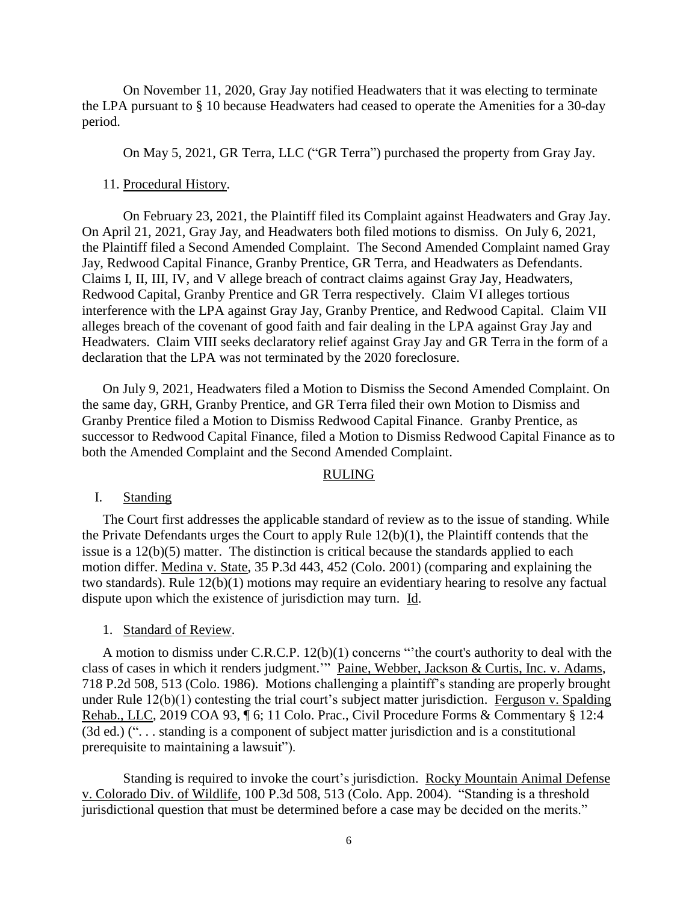On November 11, 2020, Gray Jay notified Headwaters that it was electing to terminate the LPA pursuant to § 10 because Headwaters had ceased to operate the Amenities for a 30-day period.

On May 5, 2021, GR Terra, LLC ("GR Terra") purchased the property from Gray Jay.

11. Procedural History.

On February 23, 2021, the Plaintiff filed its Complaint against Headwaters and Gray Jay. On April 21, 2021, Gray Jay, and Headwaters both filed motions to dismiss. On July 6, 2021, the Plaintiff filed a Second Amended Complaint. The Second Amended Complaint named Gray Jay, Redwood Capital Finance, Granby Prentice, GR Terra, and Headwaters as Defendants. Claims I, II, III, IV, and V allege breach of contract claims against Gray Jay, Headwaters, Redwood Capital, Granby Prentice and GR Terra respectively. Claim VI alleges tortious interference with the LPA against Gray Jay, Granby Prentice, and Redwood Capital. Claim VII alleges breach of the covenant of good faith and fair dealing in the LPA against Gray Jay and Headwaters. Claim VIII seeks declaratory relief against Gray Jay and GR Terra in the form of a declaration that the LPA was not terminated by the 2020 foreclosure.

On July 9, 2021, Headwaters filed a Motion to Dismiss the Second Amended Complaint. On the same day, GRH, Granby Prentice, and GR Terra filed their own Motion to Dismiss and Granby Prentice filed a Motion to Dismiss Redwood Capital Finance. Granby Prentice, as successor to Redwood Capital Finance, filed a Motion to Dismiss Redwood Capital Finance as to both the Amended Complaint and the Second Amended Complaint.

## RULING

### I. Standing

The Court first addresses the applicable standard of review as to the issue of standing. While the Private Defendants urges the Court to apply Rule 12(b)(1), the Plaintiff contends that the issue is a 12(b)(5) matter. The distinction is critical because the standards applied to each motion differ. Medina v. State, 35 P.3d 443, 452 (Colo. 2001) (comparing and explaining the two standards). Rule 12(b)(1) motions may require an evidentiary hearing to resolve any factual dispute upon which the existence of jurisdiction may turn. Id.

1. Standard of Review.

A motion to dismiss under C.R.C.P. 12(b)(1) concerns "'the court's authority to deal with the class of cases in which it renders judgment.'" Paine, Webber, Jackson & Curtis, Inc. v. Adams, 718 P.2d 508, 513 (Colo. 1986). Motions challenging a plaintiff's standing are properly brought under Rule 12(b)(1) contesting the trial court's subject matter jurisdiction. Ferguson v. Spalding Rehab., LLC, 2019 COA 93, ¶ 6; 11 Colo. Prac., Civil Procedure Forms & Commentary § 12:4 (3d ed.) (". . . standing is a component of subject matter jurisdiction and is a constitutional prerequisite to maintaining a lawsuit").

Standing is required to invoke the court's jurisdiction. Rocky Mountain Animal Defense v. Colorado Div. of Wildlife, 100 P.3d 508, 513 (Colo. App. 2004). "Standing is a threshold jurisdictional question that must be determined before a case may be decided on the merits."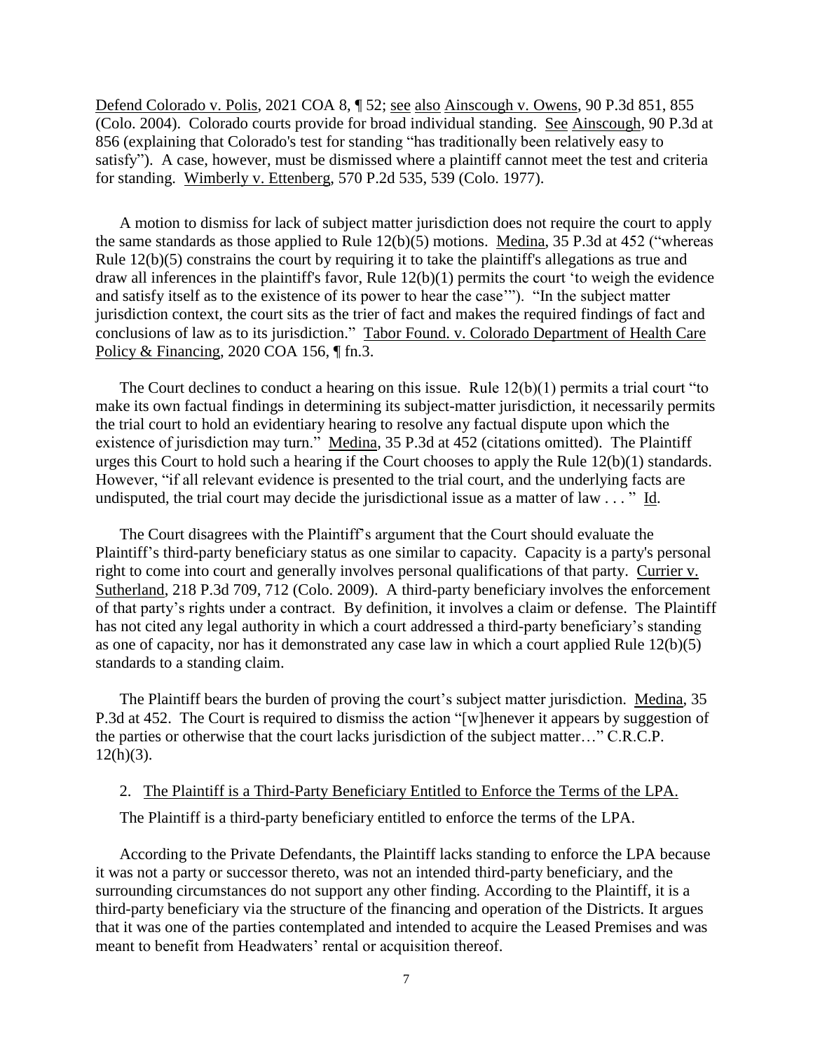Defend Colorado v. Polis, 2021 COA 8, ¶ 52; see also Ainscough v. Owens, 90 P.3d 851, 855 (Colo. 2004). Colorado courts provide for broad individual standing. See Ainscough, 90 P.3d at 856 (explaining that Colorado's test for standing "has traditionally been relatively easy to satisfy"). A case, however, must be dismissed where a plaintiff cannot meet the test and criteria for standing. Wimberly v. Ettenberg, 570 P.2d 535, 539 (Colo. 1977).

A motion to dismiss for lack of subject matter jurisdiction does not require the court to apply the same standards as those applied to Rule 12(b)(5) motions. Medina, 35 P.3d at 452 ("whereas Rule 12(b)(5) constrains the court by requiring it to take the plaintiff's allegations as true and draw all inferences in the plaintiff's favor, Rule 12(b)(1) permits the court 'to weigh the evidence and satisfy itself as to the existence of its power to hear the case'"). "In the subject matter jurisdiction context, the court sits as the trier of fact and makes the required findings of fact and conclusions of law as to its jurisdiction." Tabor Found. v. Colorado Department of Health Care Policy & Financing, 2020 COA 156, ¶ fn.3.

The Court declines to conduct a hearing on this issue. Rule 12(b)(1) permits a trial court "to make its own factual findings in determining its subject-matter jurisdiction, it necessarily permits the trial court to hold an evidentiary hearing to resolve any factual dispute upon which the existence of jurisdiction may turn." Medina, 35 P.3d at 452 (citations omitted). The Plaintiff urges this Court to hold such a hearing if the Court chooses to apply the Rule 12(b)(1) standards. However, "if all relevant evidence is presented to the trial court, and the underlying facts are undisputed, the trial court may decide the jurisdictional issue as a matter of law . . . " Id.

The Court disagrees with the Plaintiff's argument that the Court should evaluate the Plaintiff's third-party beneficiary status as one similar to capacity. Capacity is a party's personal right to come into court and generally involves personal qualifications of that party. Currier v. Sutherland, 218 P.3d 709, 712 (Colo. 2009). A third-party beneficiary involves the enforcement of that party's rights under a contract. By definition, it involves a claim or defense. The Plaintiff has not cited any legal authority in which a court addressed a third-party beneficiary's standing as one of capacity, nor has it demonstrated any case law in which a court applied Rule 12(b)(5) standards to a standing claim.

The Plaintiff bears the burden of proving the court's subject matter jurisdiction. Medina, 35 P.3d at 452. The Court is required to dismiss the action "[w]henever it appears by suggestion of the parties or otherwise that the court lacks jurisdiction of the subject matter…" C.R.C.P. 12(h)(3).

2. The Plaintiff is a Third-Party Beneficiary Entitled to Enforce the Terms of the LPA.

The Plaintiff is a third-party beneficiary entitled to enforce the terms of the LPA.

According to the Private Defendants, the Plaintiff lacks standing to enforce the LPA because it was not a party or successor thereto, was not an intended third-party beneficiary, and the surrounding circumstances do not support any other finding. According to the Plaintiff, it is a third-party beneficiary via the structure of the financing and operation of the Districts. It argues that it was one of the parties contemplated and intended to acquire the Leased Premises and was meant to benefit from Headwaters' rental or acquisition thereof.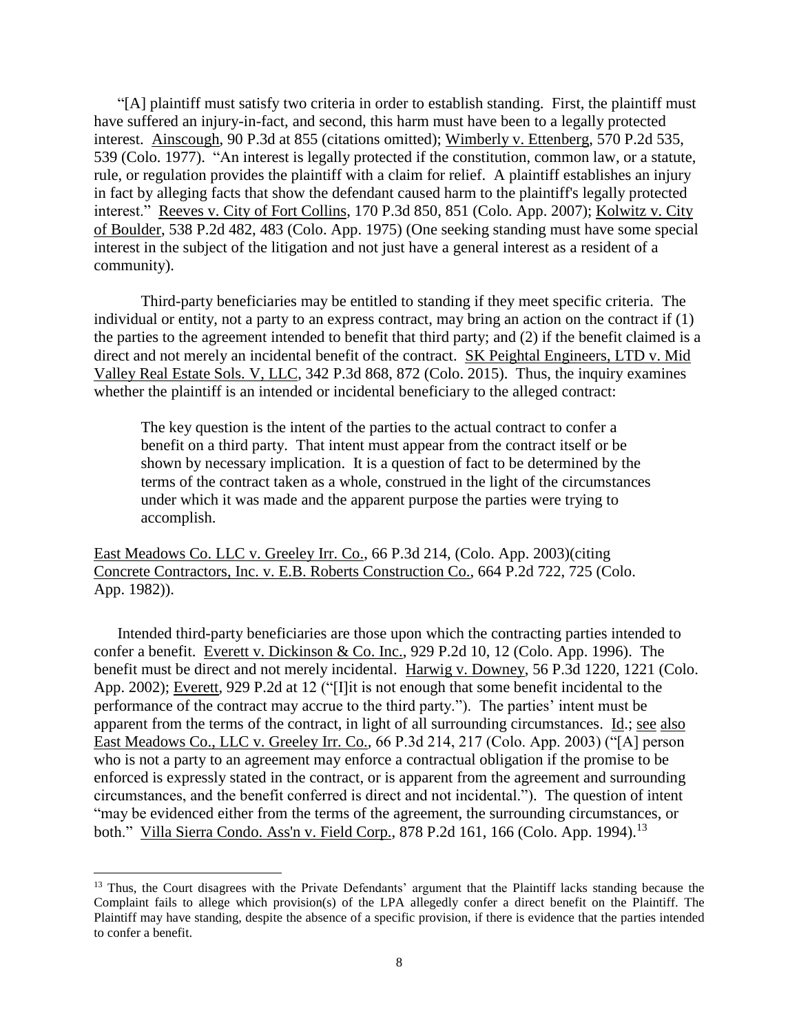"[A] plaintiff must satisfy two criteria in order to establish standing. First, the plaintiff must have suffered an injury-in-fact, and second, this harm must have been to a legally protected interest. Ainscough, 90 P.3d at 855 (citations omitted); Wimberly v. Ettenberg, 570 P.2d 535, 539 (Colo. 1977). "An interest is legally protected if the constitution, common law, or a statute, rule, or regulation provides the plaintiff with a claim for relief. A plaintiff establishes an injury in fact by alleging facts that show the defendant caused harm to the plaintiff's legally protected interest." Reeves v. City of Fort Collins, 170 P.3d 850, 851 (Colo. App. 2007); Kolwitz v. City of Boulder, 538 P.2d 482, 483 (Colo. App. 1975) (One seeking standing must have some special interest in the subject of the litigation and not just have a general interest as a resident of a community).

Third-party beneficiaries may be entitled to standing if they meet specific criteria. The individual or entity, not a party to an express contract, may bring an action on the contract if (1) the parties to the agreement intended to benefit that third party; and (2) if the benefit claimed is a direct and not merely an incidental benefit of the contract. SK Peightal Engineers, LTD v. Mid Valley Real Estate Sols. V, LLC, 342 P.3d 868, 872 (Colo. 2015). Thus, the inquiry examines whether the plaintiff is an intended or incidental beneficiary to the alleged contract:

> The key question is the intent of the parties to the actual contract to confer a benefit on a third party. That intent must appear from the contract itself or be shown by necessary implication. It is a question of fact to be determined by the terms of the contract taken as a whole, construed in the light of the circumstances under which it was made and the apparent purpose the parties were trying to accomplish.

East Meadows Co. LLC v. Greeley Irr. Co., 66 P.3d 214, (Colo. App. 2003)(citing Concrete Contractors, Inc. v. E.B. Roberts Construction Co., 664 P.2d 722, 725 (Colo. App. 1982)).

Intended third-party beneficiaries are those upon which the contracting parties intended to confer a benefit. Everett v. Dickinson & Co. Inc., 929 P.2d 10, 12 (Colo. App. 1996). The benefit must be direct and not merely incidental. Harwig v. Downey, 56 P.3d 1220, 1221 (Colo. App. 2002); Everett, 929 P.2d at 12 ("[I]it is not enough that some benefit incidental to the performance of the contract may accrue to the third party."). The parties' intent must be apparent from the terms of the contract, in light of all surrounding circumstances. Id.; see also East Meadows Co., LLC v. Greeley Irr. Co., 66 P.3d 214, 217 (Colo. App. 2003) ("[A] person who is not a party to an agreement may enforce a contractual obligation if the promise to be enforced is expressly stated in the contract, or is apparent from the agreement and surrounding circumstances, and the benefit conferred is direct and not incidental."). The question of intent "may be evidenced either from the terms of the agreement, the surrounding circumstances, or both." Villa Sierra Condo. Ass'n v. Field Corp., 878 P.2d 161, 166 (Colo. App. 1994).[13]

---

[13] Thus, the Court disagrees with the Private Defendants' argument that the Plaintiff lacks standing because the Complaint fails to allege which provision(s) of the LPA allegedly confer a direct benefit on the Plaintiff. The Plaintiff may have standing, despite the absence of a specific provision, if there is evidence that the parties intended to confer a benefit.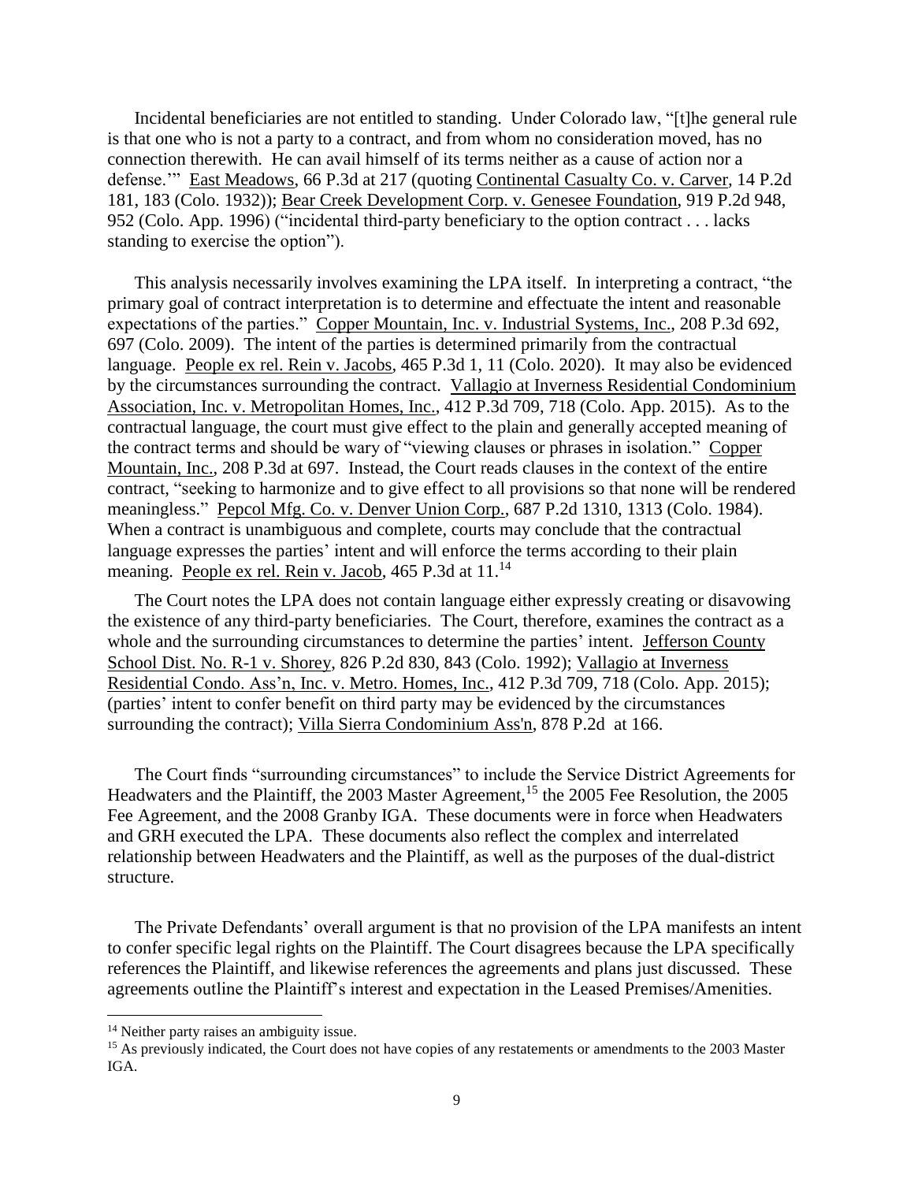Incidental beneficiaries are not entitled to standing. Under Colorado law, "[t]he general rule is that one who is not a party to a contract, and from whom no consideration moved, has no connection therewith. He can avail himself of its terms neither as a cause of action nor a defense.'" East Meadows, 66 P.3d at 217 (quoting Continental Casualty Co. v. Carver, 14 P.2d 181, 183 (Colo. 1932)); Bear Creek Development Corp. v. Genesee Foundation, 919 P.2d 948, 952 (Colo. App. 1996) ("incidental third-party beneficiary to the option contract . . . lacks standing to exercise the option").

This analysis necessarily involves examining the LPA itself. In interpreting a contract, "the primary goal of contract interpretation is to determine and effectuate the intent and reasonable expectations of the parties." Copper Mountain, Inc. v. Industrial Systems, Inc., 208 P.3d 692, 697 (Colo. 2009). The intent of the parties is determined primarily from the contractual language. People ex rel. Rein v. Jacobs, 465 P.3d 1, 11 (Colo. 2020). It may also be evidenced by the circumstances surrounding the contract. Vallagio at Inverness Residential Condominium Association, Inc. v. Metropolitan Homes, Inc., 412 P.3d 709, 718 (Colo. App. 2015). As to the contractual language, the court must give effect to the plain and generally accepted meaning of the contract terms and should be wary of "viewing clauses or phrases in isolation." Copper Mountain, Inc., 208 P.3d at 697. Instead, the Court reads clauses in the context of the entire contract, "seeking to harmonize and to give effect to all provisions so that none will be rendered meaningless." Pepcol Mfg. Co. v. Denver Union Corp., 687 P.2d 1310, 1313 (Colo. 1984). When a contract is unambiguous and complete, courts may conclude that the contractual language expresses the parties' intent and will enforce the terms according to their plain meaning. People ex rel. Rein v. Jacob, 465 P.3d at 11.[14]

The Court notes the LPA does not contain language either expressly creating or disavowing the existence of any third-party beneficiaries. The Court, therefore, examines the contract as a whole and the surrounding circumstances to determine the parties' intent. Jefferson County School Dist. No. R-1 v. Shorey, 826 P.2d 830, 843 (Colo. 1992); Vallagio at Inverness Residential Condo. Ass'n, Inc. v. Metro. Homes, Inc., 412 P.3d 709, 718 (Colo. App. 2015); (parties' intent to confer benefit on third party may be evidenced by the circumstances surrounding the contract); Villa Sierra Condominium Ass'n, 878 P.2d at 166.

The Court finds "surrounding circumstances" to include the Service District Agreements for Headwaters and the Plaintiff, the 2003 Master Agreement,[15] the 2005 Fee Resolution, the 2005 Fee Agreement, and the 2008 Granby IGA. These documents were in force when Headwaters and GRH executed the LPA. These documents also reflect the complex and interrelated relationship between Headwaters and the Plaintiff, as well as the purposes of the dual-district structure.

The Private Defendants' overall argument is that no provision of the LPA manifests an intent to confer specific legal rights on the Plaintiff. The Court disagrees because the LPA specifically references the Plaintiff, and likewise references the agreements and plans just discussed. These agreements outline the Plaintiff's interest and expectation in the Leased Premises/Amenities.

---

[14] Neither party raises an ambiguity issue.

[15] As previously indicated, the Court does not have copies of any restatements or amendments to the 2003 Master IGA.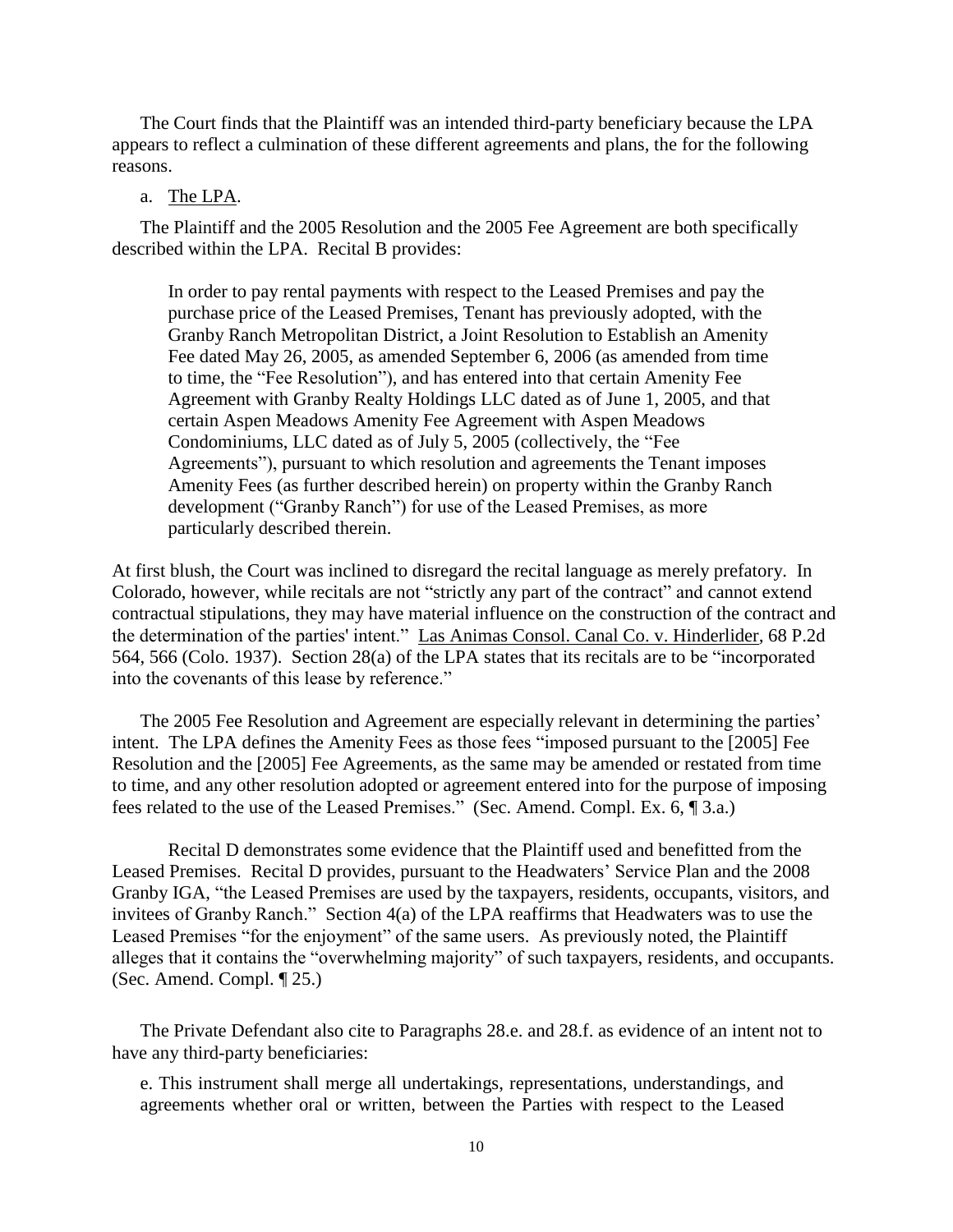The Court finds that the Plaintiff was an intended third-party beneficiary because the LPA appears to reflect a culmination of these different agreements and plans, the for the following reasons.

a. The LPA.

The Plaintiff and the 2005 Resolution and the 2005 Fee Agreement are both specifically described within the LPA. Recital B provides:

> In order to pay rental payments with respect to the Leased Premises and pay the purchase price of the Leased Premises, Tenant has previously adopted, with the Granby Ranch Metropolitan District, a Joint Resolution to Establish an Amenity Fee dated May 26, 2005, as amended September 6, 2006 (as amended from time to time, the "Fee Resolution"), and has entered into that certain Amenity Fee Agreement with Granby Realty Holdings LLC dated as of June 1, 2005, and that certain Aspen Meadows Amenity Fee Agreement with Aspen Meadows Condominiums, LLC dated as of July 5, 2005 (collectively, the "Fee Agreements"), pursuant to which resolution and agreements the Tenant imposes Amenity Fees (as further described herein) on property within the Granby Ranch development ("Granby Ranch") for use of the Leased Premises, as more particularly described therein.

At first blush, the Court was inclined to disregard the recital language as merely prefatory. In Colorado, however, while recitals are not "strictly any part of the contract" and cannot extend contractual stipulations, they may have material influence on the construction of the contract and the determination of the parties' intent." Las Animas Consol. Canal Co. v. Hinderlider, 68 P.2d 564, 566 (Colo. 1937). Section 28(a) of the LPA states that its recitals are to be "incorporated into the covenants of this lease by reference."

The 2005 Fee Resolution and Agreement are especially relevant in determining the parties' intent. The LPA defines the Amenity Fees as those fees "imposed pursuant to the [2005] Fee Resolution and the [2005] Fee Agreements, as the same may be amended or restated from time to time, and any other resolution adopted or agreement entered into for the purpose of imposing fees related to the use of the Leased Premises." (Sec. Amend. Compl. Ex. 6, ¶ 3.a.)

Recital D demonstrates some evidence that the Plaintiff used and benefitted from the Leased Premises. Recital D provides, pursuant to the Headwaters' Service Plan and the 2008 Granby IGA, "the Leased Premises are used by the taxpayers, residents, occupants, visitors, and invitees of Granby Ranch." Section 4(a) of the LPA reaffirms that Headwaters was to use the Leased Premises "for the enjoyment" of the same users. As previously noted, the Plaintiff alleges that it contains the "overwhelming majority" of such taxpayers, residents, and occupants. (Sec. Amend. Compl. ¶ 25.)

The Private Defendant also cite to Paragraphs 28.e. and 28.f. as evidence of an intent not to have any third-party beneficiaries:

> e. This instrument shall merge all undertakings, representations, understandings, and agreements whether oral or written, between the Parties with respect to the Leased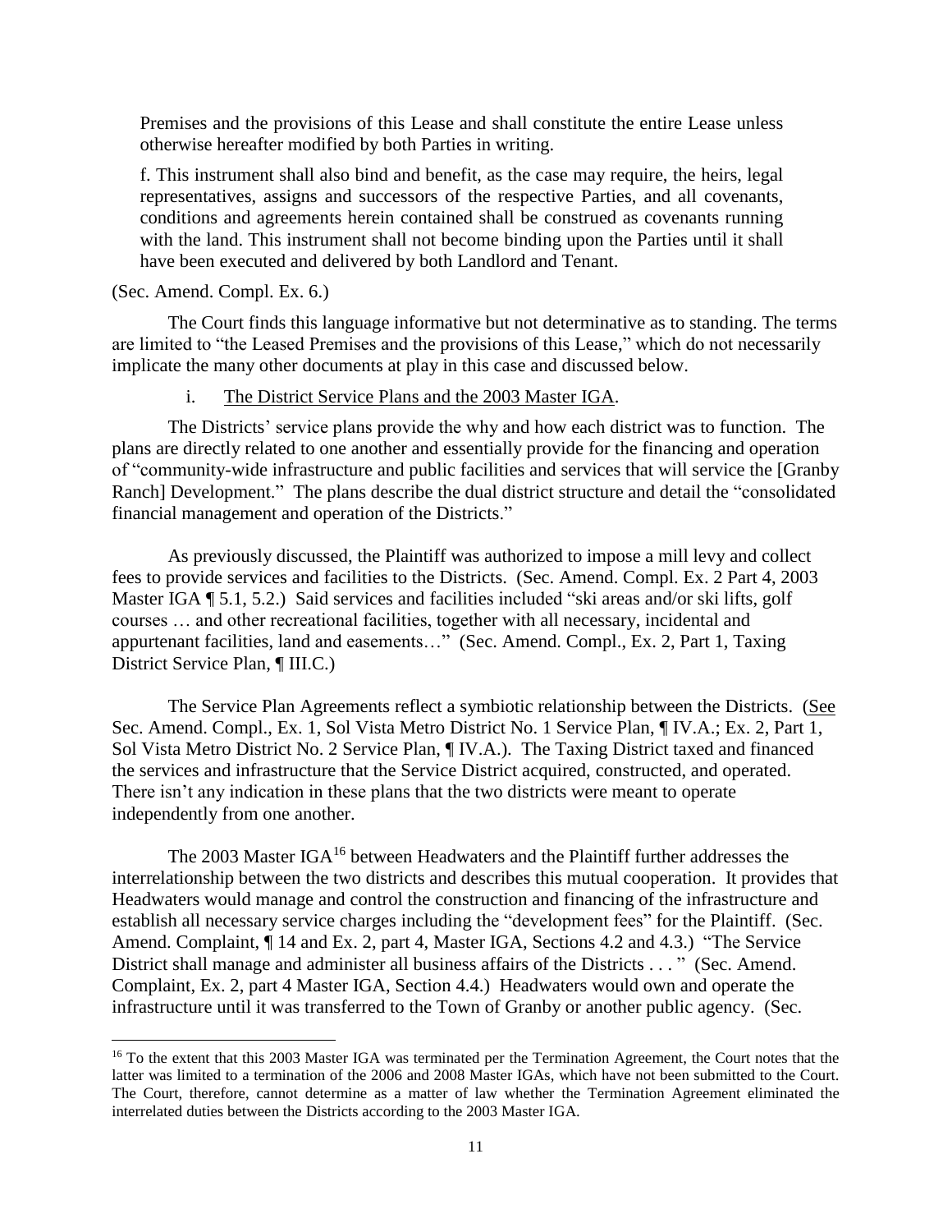> Premises and the provisions of this Lease and shall constitute the entire Lease unless otherwise hereafter modified by both Parties in writing.
>
> f. This instrument shall also bind and benefit, as the case may require, the heirs, legal representatives, assigns and successors of the respective Parties, and all covenants, conditions and agreements herein contained shall be construed as covenants running with the land. This instrument shall not become binding upon the Parties until it shall have been executed and delivered by both Landlord and Tenant.

(Sec. Amend. Compl. Ex. 6.)

The Court finds this language informative but not determinative as to standing. The terms are limited to "the Leased Premises and the provisions of this Lease," which do not necessarily implicate the many other documents at play in this case and discussed below.

i. The District Service Plans and the 2003 Master IGA.

The Districts' service plans provide the why and how each district was to function. The plans are directly related to one another and essentially provide for the financing and operation of "community-wide infrastructure and public facilities and services that will service the [Granby Ranch] Development." The plans describe the dual district structure and detail the "consolidated financial management and operation of the Districts."

As previously discussed, the Plaintiff was authorized to impose a mill levy and collect fees to provide services and facilities to the Districts. (Sec. Amend. Compl. Ex. 2 Part 4, 2003 Master IGA ¶ 5.1, 5.2.) Said services and facilities included "ski areas and/or ski lifts, golf courses … and other recreational facilities, together with all necessary, incidental and appurtenant facilities, land and easements…" (Sec. Amend. Compl., Ex. 2, Part 1, Taxing District Service Plan, ¶ III.C.)

The Service Plan Agreements reflect a symbiotic relationship between the Districts. (See Sec. Amend. Compl., Ex. 1, Sol Vista Metro District No. 1 Service Plan, ¶ IV.A.; Ex. 2, Part 1, Sol Vista Metro District No. 2 Service Plan, ¶ IV.A.). The Taxing District taxed and financed the services and infrastructure that the Service District acquired, constructed, and operated. There isn't any indication in these plans that the two districts were meant to operate independently from one another.

The 2003 Master IGA[16] between Headwaters and the Plaintiff further addresses the interrelationship between the two districts and describes this mutual cooperation. It provides that Headwaters would manage and control the construction and financing of the infrastructure and establish all necessary service charges including the "development fees" for the Plaintiff. (Sec. Amend. Complaint, ¶ 14 and Ex. 2, part 4, Master IGA, Sections 4.2 and 4.3.) "The Service District shall manage and administer all business affairs of the Districts . . . " (Sec. Amend. Complaint, Ex. 2, part 4 Master IGA, Section 4.4.) Headwaters would own and operate the infrastructure until it was transferred to the Town of Granby or another public agency. (Sec.

[16] To the extent that this 2003 Master IGA was terminated per the Termination Agreement, the Court notes that the latter was limited to a termination of the 2006 and 2008 Master IGAs, which have not been submitted to the Court. The Court, therefore, cannot determine as a matter of law whether the Termination Agreement eliminated the interrelated duties between the Districts according to the 2003 Master IGA.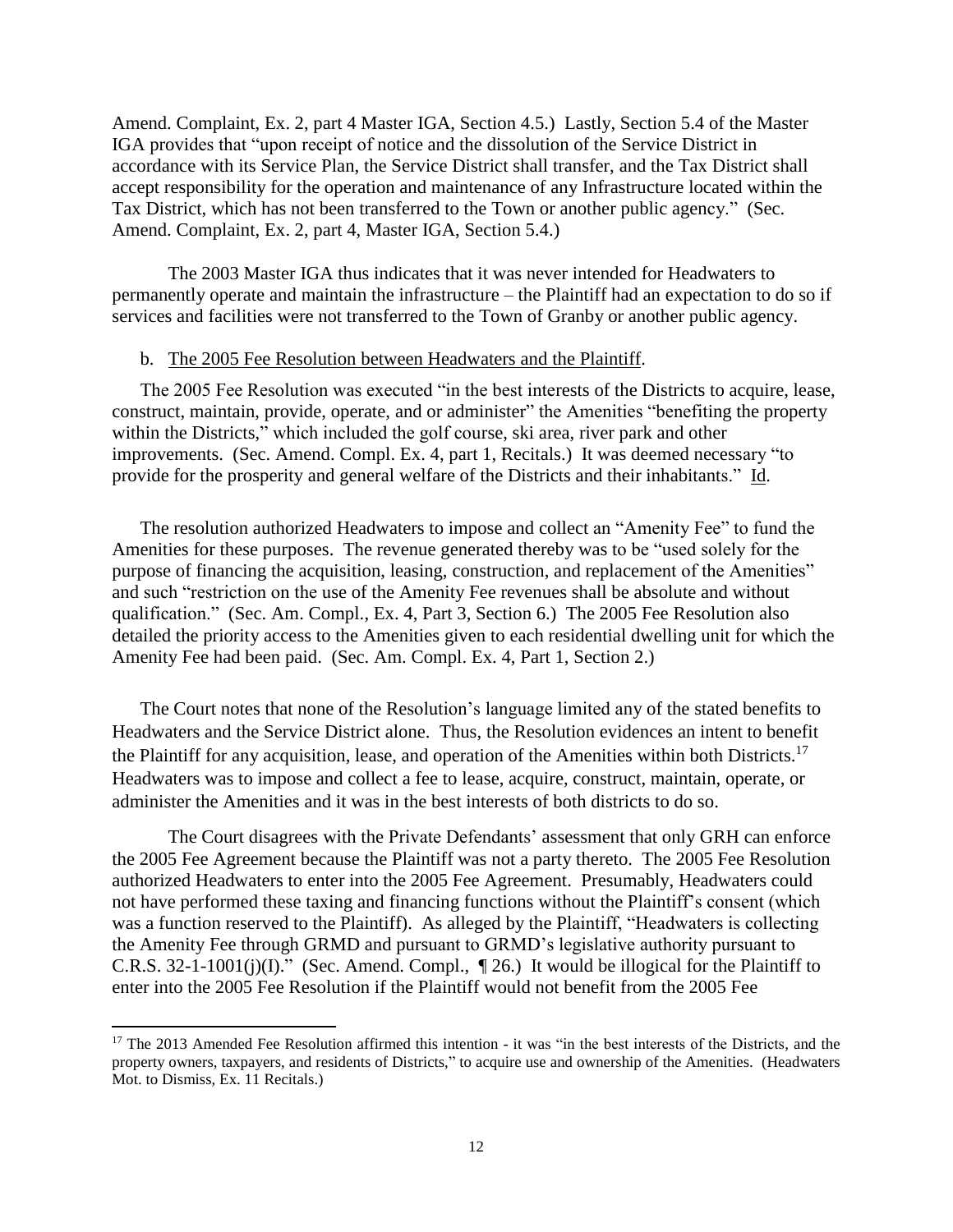Amend. Complaint, Ex. 2, part 4 Master IGA, Section 4.5.) Lastly, Section 5.4 of the Master IGA provides that "upon receipt of notice and the dissolution of the Service District in accordance with its Service Plan, the Service District shall transfer, and the Tax District shall accept responsibility for the operation and maintenance of any Infrastructure located within the Tax District, which has not been transferred to the Town or another public agency." (Sec. Amend. Complaint, Ex. 2, part 4, Master IGA, Section 5.4.)

The 2003 Master IGA thus indicates that it was never intended for Headwaters to permanently operate and maintain the infrastructure – the Plaintiff had an expectation to do so if services and facilities were not transferred to the Town of Granby or another public agency.

b. <u>The 2005 Fee Resolution between Headwaters and the Plaintiff</u>.

The 2005 Fee Resolution was executed "in the best interests of the Districts to acquire, lease, construct, maintain, provide, operate, and or administer" the Amenities "benefiting the property within the Districts," which included the golf course, ski area, river park and other improvements. (Sec. Amend. Compl. Ex. 4, part 1, Recitals.) It was deemed necessary "to provide for the prosperity and general welfare of the Districts and their inhabitants." <u>Id</u>.

The resolution authorized Headwaters to impose and collect an "Amenity Fee" to fund the Amenities for these purposes. The revenue generated thereby was to be "used solely for the purpose of financing the acquisition, leasing, construction, and replacement of the Amenities" and such "restriction on the use of the Amenity Fee revenues shall be absolute and without qualification." (Sec. Am. Compl., Ex. 4, Part 3, Section 6.) The 2005 Fee Resolution also detailed the priority access to the Amenities given to each residential dwelling unit for which the Amenity Fee had been paid. (Sec. Am. Compl. Ex. 4, Part 1, Section 2.)

The Court notes that none of the Resolution's language limited any of the stated benefits to Headwaters and the Service District alone. Thus, the Resolution evidences an intent to benefit the Plaintiff for any acquisition, lease, and operation of the Amenities within both Districts.[17] Headwaters was to impose and collect a fee to lease, acquire, construct, maintain, operate, or administer the Amenities and it was in the best interests of both districts to do so.

The Court disagrees with the Private Defendants' assessment that only GRH can enforce the 2005 Fee Agreement because the Plaintiff was not a party thereto. The 2005 Fee Resolution authorized Headwaters to enter into the 2005 Fee Agreement. Presumably, Headwaters could not have performed these taxing and financing functions without the Plaintiff's consent (which was a function reserved to the Plaintiff). As alleged by the Plaintiff, "Headwaters is collecting the Amenity Fee through GRMD and pursuant to GRMD's legislative authority pursuant to C.R.S. 32-1-1001(j)(I)." (Sec. Amend. Compl., ¶ 26.) It would be illogical for the Plaintiff to enter into the 2005 Fee Resolution if the Plaintiff would not benefit from the 2005 Fee

[17] The 2013 Amended Fee Resolution affirmed this intention - it was "in the best interests of the Districts, and the property owners, taxpayers, and residents of Districts," to acquire use and ownership of the Amenities. (Headwaters Mot. to Dismiss, Ex. 11 Recitals.)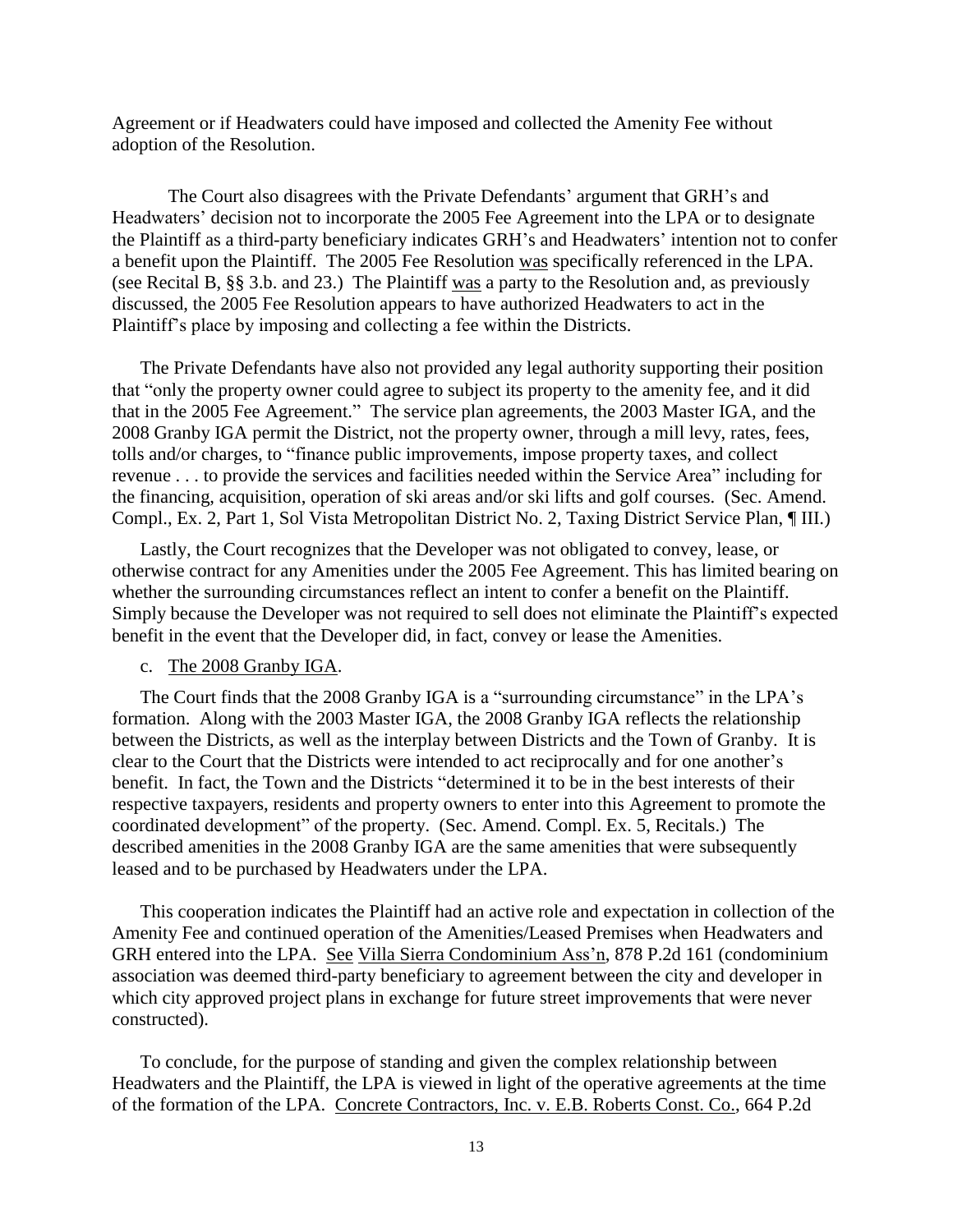Agreement or if Headwaters could have imposed and collected the Amenity Fee without adoption of the Resolution.

The Court also disagrees with the Private Defendants' argument that GRH's and Headwaters' decision not to incorporate the 2005 Fee Agreement into the LPA or to designate the Plaintiff as a third-party beneficiary indicates GRH's and Headwaters' intention not to confer a benefit upon the Plaintiff. The 2005 Fee Resolution was specifically referenced in the LPA. (see Recital B, §§ 3.b. and 23.) The Plaintiff was a party to the Resolution and, as previously discussed, the 2005 Fee Resolution appears to have authorized Headwaters to act in the Plaintiff's place by imposing and collecting a fee within the Districts.

The Private Defendants have also not provided any legal authority supporting their position that "only the property owner could agree to subject its property to the amenity fee, and it did that in the 2005 Fee Agreement." The service plan agreements, the 2003 Master IGA, and the 2008 Granby IGA permit the District, not the property owner, through a mill levy, rates, fees, tolls and/or charges, to "finance public improvements, impose property taxes, and collect revenue . . . to provide the services and facilities needed within the Service Area" including for the financing, acquisition, operation of ski areas and/or ski lifts and golf courses. (Sec. Amend. Compl., Ex. 2, Part 1, Sol Vista Metropolitan District No. 2, Taxing District Service Plan, ¶ III.)

Lastly, the Court recognizes that the Developer was not obligated to convey, lease, or otherwise contract for any Amenities under the 2005 Fee Agreement. This has limited bearing on whether the surrounding circumstances reflect an intent to confer a benefit on the Plaintiff. Simply because the Developer was not required to sell does not eliminate the Plaintiff's expected benefit in the event that the Developer did, in fact, convey or lease the Amenities.

c. The 2008 Granby IGA.

The Court finds that the 2008 Granby IGA is a "surrounding circumstance" in the LPA's formation. Along with the 2003 Master IGA, the 2008 Granby IGA reflects the relationship between the Districts, as well as the interplay between Districts and the Town of Granby. It is clear to the Court that the Districts were intended to act reciprocally and for one another's benefit. In fact, the Town and the Districts "determined it to be in the best interests of their respective taxpayers, residents and property owners to enter into this Agreement to promote the coordinated development" of the property. (Sec. Amend. Compl. Ex. 5, Recitals.) The described amenities in the 2008 Granby IGA are the same amenities that were subsequently leased and to be purchased by Headwaters under the LPA.

This cooperation indicates the Plaintiff had an active role and expectation in collection of the Amenity Fee and continued operation of the Amenities/Leased Premises when Headwaters and GRH entered into the LPA. See Villa Sierra Condominium Ass'n, 878 P.2d 161 (condominium association was deemed third-party beneficiary to agreement between the city and developer in which city approved project plans in exchange for future street improvements that were never constructed).

To conclude, for the purpose of standing and given the complex relationship between Headwaters and the Plaintiff, the LPA is viewed in light of the operative agreements at the time of the formation of the LPA. Concrete Contractors, Inc. v. E.B. Roberts Const. Co., 664 P.2d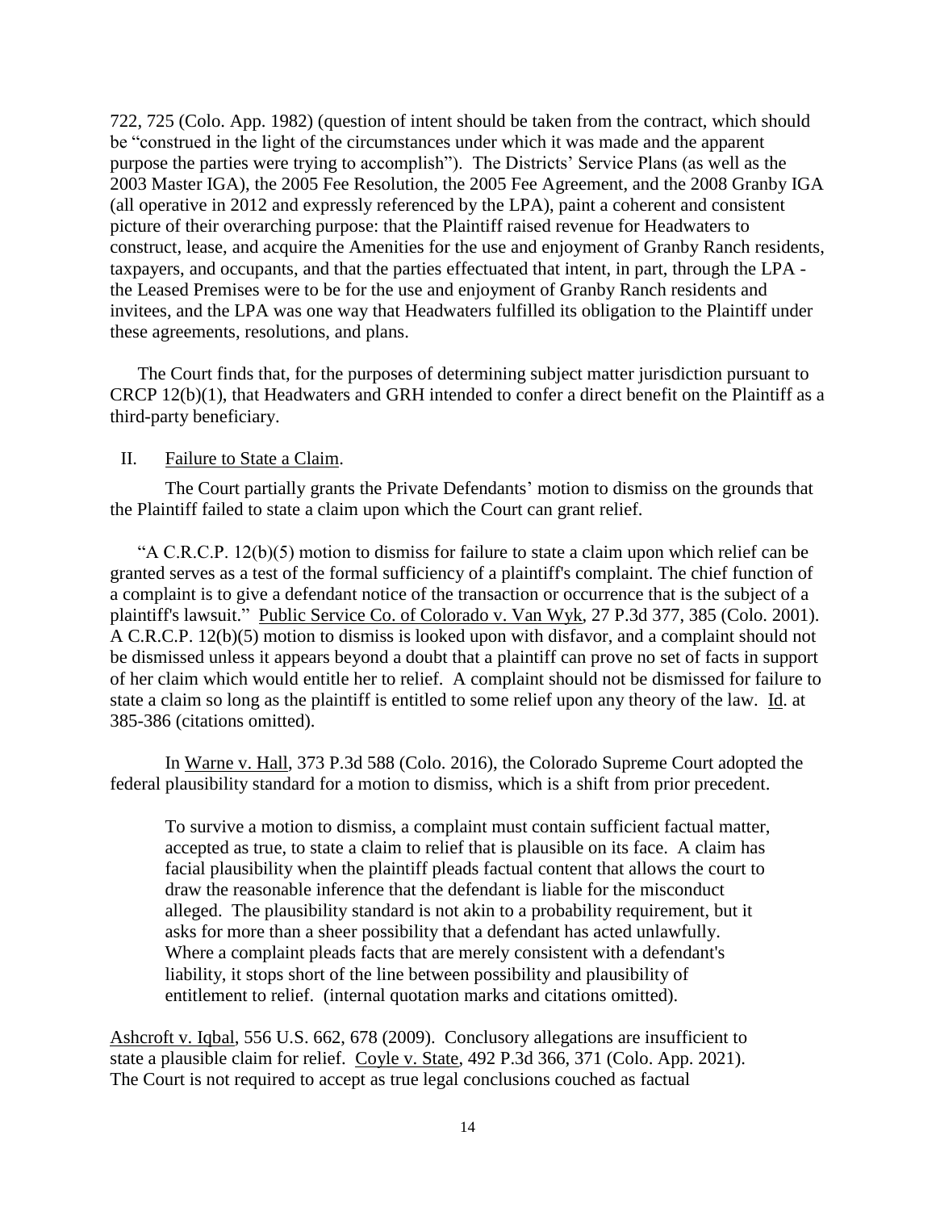722, 725 (Colo. App. 1982) (question of intent should be taken from the contract, which should be "construed in the light of the circumstances under which it was made and the apparent purpose the parties were trying to accomplish"). The Districts' Service Plans (as well as the 2003 Master IGA), the 2005 Fee Resolution, the 2005 Fee Agreement, and the 2008 Granby IGA (all operative in 2012 and expressly referenced by the LPA), paint a coherent and consistent picture of their overarching purpose: that the Plaintiff raised revenue for Headwaters to construct, lease, and acquire the Amenities for the use and enjoyment of Granby Ranch residents, taxpayers, and occupants, and that the parties effectuated that intent, in part, through the LPA - the Leased Premises were to be for the use and enjoyment of Granby Ranch residents and invitees, and the LPA was one way that Headwaters fulfilled its obligation to the Plaintiff under these agreements, resolutions, and plans.

The Court finds that, for the purposes of determining subject matter jurisdiction pursuant to CRCP 12(b)(1), that Headwaters and GRH intended to confer a direct benefit on the Plaintiff as a third-party beneficiary.

## II. Failure to State a Claim.

The Court partially grants the Private Defendants' motion to dismiss on the grounds that the Plaintiff failed to state a claim upon which the Court can grant relief.

"A C.R.C.P. 12(b)(5) motion to dismiss for failure to state a claim upon which relief can be granted serves as a test of the formal sufficiency of a plaintiff's complaint. The chief function of a complaint is to give a defendant notice of the transaction or occurrence that is the subject of a plaintiff's lawsuit." Public Service Co. of Colorado v. Van Wyk, 27 P.3d 377, 385 (Colo. 2001). A C.R.C.P. 12(b)(5) motion to dismiss is looked upon with disfavor, and a complaint should not be dismissed unless it appears beyond a doubt that a plaintiff can prove no set of facts in support of her claim which would entitle her to relief. A complaint should not be dismissed for failure to state a claim so long as the plaintiff is entitled to some relief upon any theory of the law. Id. at 385-386 (citations omitted).

In Warne v. Hall, 373 P.3d 588 (Colo. 2016), the Colorado Supreme Court adopted the federal plausibility standard for a motion to dismiss, which is a shift from prior precedent.

> To survive a motion to dismiss, a complaint must contain sufficient factual matter, accepted as true, to state a claim to relief that is plausible on its face. A claim has facial plausibility when the plaintiff pleads factual content that allows the court to draw the reasonable inference that the defendant is liable for the misconduct alleged. The plausibility standard is not akin to a probability requirement, but it asks for more than a sheer possibility that a defendant has acted unlawfully. Where a complaint pleads facts that are merely consistent with a defendant's liability, it stops short of the line between possibility and plausibility of entitlement to relief. (internal quotation marks and citations omitted).

Ashcroft v. Iqbal, 556 U.S. 662, 678 (2009). Conclusory allegations are insufficient to state a plausible claim for relief. Coyle v. State, 492 P.3d 366, 371 (Colo. App. 2021). The Court is not required to accept as true legal conclusions couched as factual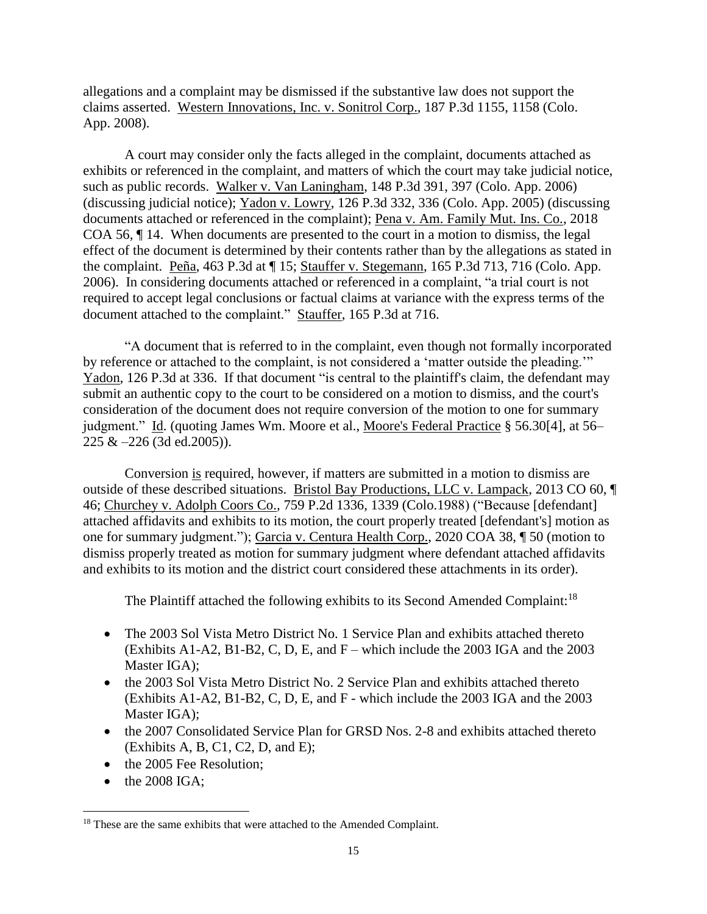allegations and a complaint may be dismissed if the substantive law does not support the claims asserted. Western Innovations, Inc. v. Sonitrol Corp., 187 P.3d 1155, 1158 (Colo. App. 2008).

A court may consider only the facts alleged in the complaint, documents attached as exhibits or referenced in the complaint, and matters of which the court may take judicial notice, such as public records. Walker v. Van Laningham, 148 P.3d 391, 397 (Colo. App. 2006) (discussing judicial notice); Yadon v. Lowry, 126 P.3d 332, 336 (Colo. App. 2005) (discussing documents attached or referenced in the complaint); Pena v. Am. Family Mut. Ins. Co., 2018 COA 56, ¶ 14. When documents are presented to the court in a motion to dismiss, the legal effect of the document is determined by their contents rather than by the allegations as stated in the complaint. Peña, 463 P.3d at ¶ 15; Stauffer v. Stegemann, 165 P.3d 713, 716 (Colo. App. 2006). In considering documents attached or referenced in a complaint, "a trial court is not required to accept legal conclusions or factual claims at variance with the express terms of the document attached to the complaint." Stauffer, 165 P.3d at 716.

"A document that is referred to in the complaint, even though not formally incorporated by reference or attached to the complaint, is not considered a 'matter outside the pleading.'" Yadon, 126 P.3d at 336. If that document "is central to the plaintiff's claim, the defendant may submit an authentic copy to the court to be considered on a motion to dismiss, and the court's consideration of the document does not require conversion of the motion to one for summary judgment." Id. (quoting James Wm. Moore et al., Moore's Federal Practice § 56.30[4], at 56–225 & –226 (3d ed.2005)).

Conversion is required, however, if matters are submitted in a motion to dismiss are outside of these described situations. Bristol Bay Productions, LLC v. Lampack, 2013 CO 60, ¶ 46; Churchey v. Adolph Coors Co., 759 P.2d 1336, 1339 (Colo.1988) ("Because [defendant] attached affidavits and exhibits to its motion, the court properly treated [defendant's] motion as one for summary judgment."); Garcia v. Centura Health Corp., 2020 COA 38, ¶ 50 (motion to dismiss properly treated as motion for summary judgment where defendant attached affidavits and exhibits to its motion and the district court considered these attachments in its order).

The Plaintiff attached the following exhibits to its Second Amended Complaint:[18]

- The 2003 Sol Vista Metro District No. 1 Service Plan and exhibits attached thereto (Exhibits A1-A2, B1-B2, C, D, E, and F – which include the 2003 IGA and the 2003 Master IGA);
- the 2003 Sol Vista Metro District No. 2 Service Plan and exhibits attached thereto (Exhibits A1-A2, B1-B2, C, D, E, and F - which include the 2003 IGA and the 2003 Master IGA);
- the 2007 Consolidated Service Plan for GRSD Nos. 2-8 and exhibits attached thereto (Exhibits A, B, C1, C2, D, and E);
- the 2005 Fee Resolution;
- the 2008 IGA;

[18] These are the same exhibits that were attached to the Amended Complaint.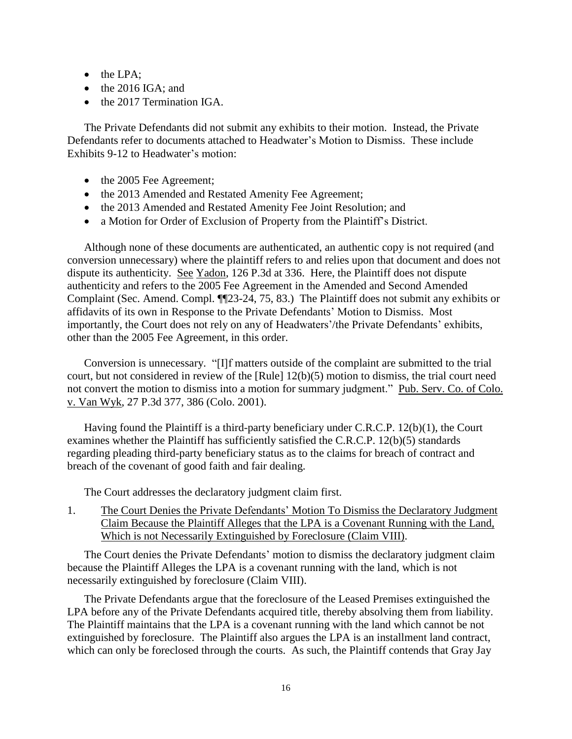- the LPA;
- the 2016 IGA; and
- the 2017 Termination IGA.

The Private Defendants did not submit any exhibits to their motion. Instead, the Private Defendants refer to documents attached to Headwater's Motion to Dismiss. These include Exhibits 9-12 to Headwater's motion:

- the 2005 Fee Agreement;
- the 2013 Amended and Restated Amenity Fee Agreement;
- the 2013 Amended and Restated Amenity Fee Joint Resolution; and
- a Motion for Order of Exclusion of Property from the Plaintiff's District.

Although none of these documents are authenticated, an authentic copy is not required (and conversion unnecessary) where the plaintiff refers to and relies upon that document and does not dispute its authenticity. See Yadon, 126 P.3d at 336. Here, the Plaintiff does not dispute authenticity and refers to the 2005 Fee Agreement in the Amended and Second Amended Complaint (Sec. Amend. Compl. ¶¶23-24, 75, 83.) The Plaintiff does not submit any exhibits or affidavits of its own in Response to the Private Defendants' Motion to Dismiss. Most importantly, the Court does not rely on any of Headwaters'/the Private Defendants' exhibits, other than the 2005 Fee Agreement, in this order.

Conversion is unnecessary. "[I]f matters outside of the complaint are submitted to the trial court, but not considered in review of the [Rule] 12(b)(5) motion to dismiss, the trial court need not convert the motion to dismiss into a motion for summary judgment." Pub. Serv. Co. of Colo. v. Van Wyk, 27 P.3d 377, 386 (Colo. 2001).

Having found the Plaintiff is a third-party beneficiary under C.R.C.P. 12(b)(1), the Court examines whether the Plaintiff has sufficiently satisfied the C.R.C.P. 12(b)(5) standards regarding pleading third-party beneficiary status as to the claims for breach of contract and breach of the covenant of good faith and fair dealing.

The Court addresses the declaratory judgment claim first.

1. The Court Denies the Private Defendants' Motion To Dismiss the Declaratory Judgment Claim Because the Plaintiff Alleges that the LPA is a Covenant Running with the Land, Which is not Necessarily Extinguished by Foreclosure (Claim VIII).

The Court denies the Private Defendants' motion to dismiss the declaratory judgment claim because the Plaintiff Alleges the LPA is a covenant running with the land, which is not necessarily extinguished by foreclosure (Claim VIII).

The Private Defendants argue that the foreclosure of the Leased Premises extinguished the LPA before any of the Private Defendants acquired title, thereby absolving them from liability. The Plaintiff maintains that the LPA is a covenant running with the land which cannot be not extinguished by foreclosure. The Plaintiff also argues the LPA is an installment land contract, which can only be foreclosed through the courts. As such, the Plaintiff contends that Gray Jay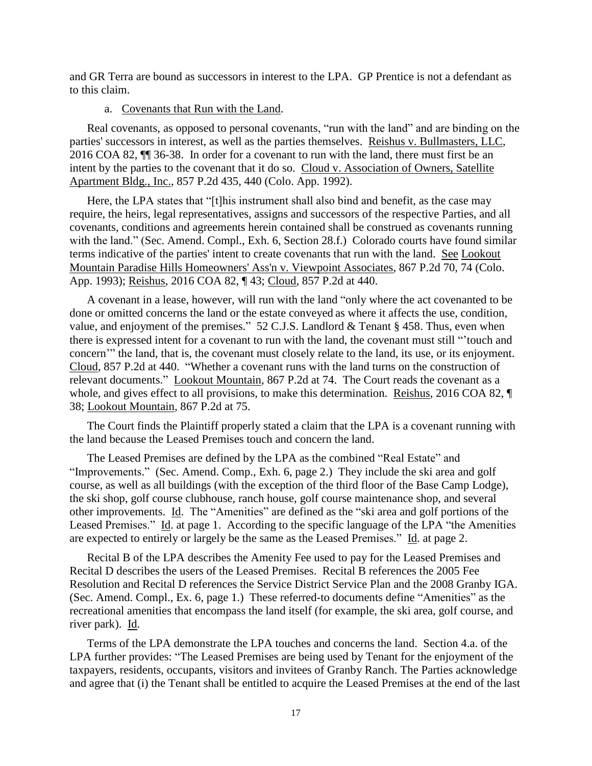and GR Terra are bound as successors in interest to the LPA. GP Prentice is not a defendant as to this claim.

a. Covenants that Run with the Land.

Real covenants, as opposed to personal covenants, "run with the land" and are binding on the parties' successors in interest, as well as the parties themselves. Reishus v. Bullmasters, LLC, 2016 COA 82, ¶¶ 36-38. In order for a covenant to run with the land, there must first be an intent by the parties to the covenant that it do so. Cloud v. Association of Owners, Satellite Apartment Bldg., Inc., 857 P.2d 435, 440 (Colo. App. 1992).

Here, the LPA states that "[t]his instrument shall also bind and benefit, as the case may require, the heirs, legal representatives, assigns and successors of the respective Parties, and all covenants, conditions and agreements herein contained shall be construed as covenants running with the land." (Sec. Amend. Compl., Exh. 6, Section 28.f.) Colorado courts have found similar terms indicative of the parties' intent to create covenants that run with the land. See Lookout Mountain Paradise Hills Homeowners' Ass'n v. Viewpoint Associates, 867 P.2d 70, 74 (Colo. App. 1993); Reishus, 2016 COA 82, ¶ 43; Cloud, 857 P.2d at 440.

A covenant in a lease, however, will run with the land "only where the act covenanted to be done or omitted concerns the land or the estate conveyed as where it affects the use, condition, value, and enjoyment of the premises." 52 C.J.S. Landlord & Tenant § 458. Thus, even when there is expressed intent for a covenant to run with the land, the covenant must still "'touch and concern'" the land, that is, the covenant must closely relate to the land, its use, or its enjoyment. Cloud, 857 P.2d at 440. "Whether a covenant runs with the land turns on the construction of relevant documents." Lookout Mountain, 867 P.2d at 74. The Court reads the covenant as a whole, and gives effect to all provisions, to make this determination. Reishus, 2016 COA 82, ¶ 38; Lookout Mountain, 867 P.2d at 75.

The Court finds the Plaintiff properly stated a claim that the LPA is a covenant running with the land because the Leased Premises touch and concern the land.

The Leased Premises are defined by the LPA as the combined "Real Estate" and "Improvements." (Sec. Amend. Comp., Exh. 6, page 2.) They include the ski area and golf course, as well as all buildings (with the exception of the third floor of the Base Camp Lodge), the ski shop, golf course clubhouse, ranch house, golf course maintenance shop, and several other improvements. Id. The "Amenities" are defined as the "ski area and golf portions of the Leased Premises." Id. at page 1. According to the specific language of the LPA "the Amenities are expected to entirely or largely be the same as the Leased Premises." Id. at page 2.

Recital B of the LPA describes the Amenity Fee used to pay for the Leased Premises and Recital D describes the users of the Leased Premises. Recital B references the 2005 Fee Resolution and Recital D references the Service District Service Plan and the 2008 Granby IGA. (Sec. Amend. Compl., Ex. 6, page 1.) These referred-to documents define "Amenities" as the recreational amenities that encompass the land itself (for example, the ski area, golf course, and river park). Id.

Terms of the LPA demonstrate the LPA touches and concerns the land. Section 4.a. of the LPA further provides: "The Leased Premises are being used by Tenant for the enjoyment of the taxpayers, residents, occupants, visitors and invitees of Granby Ranch. The Parties acknowledge and agree that (i) the Tenant shall be entitled to acquire the Leased Premises at the end of the last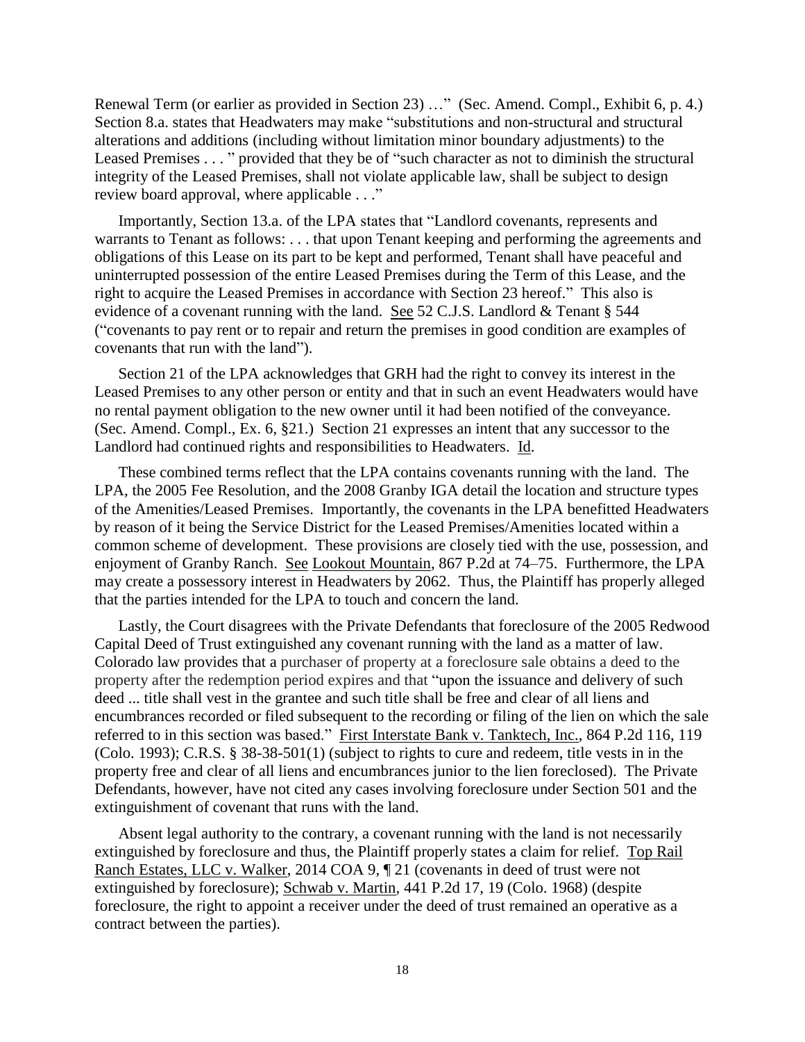Renewal Term (or earlier as provided in Section 23) …" (Sec. Amend. Compl., Exhibit 6, p. 4.) Section 8.a. states that Headwaters may make "substitutions and non-structural and structural alterations and additions (including without limitation minor boundary adjustments) to the Leased Premises . . . " provided that they be of "such character as not to diminish the structural integrity of the Leased Premises, shall not violate applicable law, shall be subject to design review board approval, where applicable . . ."

Importantly, Section 13.a. of the LPA states that "Landlord covenants, represents and warrants to Tenant as follows: . . . that upon Tenant keeping and performing the agreements and obligations of this Lease on its part to be kept and performed, Tenant shall have peaceful and uninterrupted possession of the entire Leased Premises during the Term of this Lease, and the right to acquire the Leased Premises in accordance with Section 23 hereof." This also is evidence of a covenant running with the land. See 52 C.J.S. Landlord & Tenant § 544 ("covenants to pay rent or to repair and return the premises in good condition are examples of covenants that run with the land").

Section 21 of the LPA acknowledges that GRH had the right to convey its interest in the Leased Premises to any other person or entity and that in such an event Headwaters would have no rental payment obligation to the new owner until it had been notified of the conveyance. (Sec. Amend. Compl., Ex. 6, §21.) Section 21 expresses an intent that any successor to the Landlord had continued rights and responsibilities to Headwaters. Id.

These combined terms reflect that the LPA contains covenants running with the land. The LPA, the 2005 Fee Resolution, and the 2008 Granby IGA detail the location and structure types of the Amenities/Leased Premises. Importantly, the covenants in the LPA benefitted Headwaters by reason of it being the Service District for the Leased Premises/Amenities located within a common scheme of development. These provisions are closely tied with the use, possession, and enjoyment of Granby Ranch. See Lookout Mountain, 867 P.2d at 74–75. Furthermore, the LPA may create a possessory interest in Headwaters by 2062. Thus, the Plaintiff has properly alleged that the parties intended for the LPA to touch and concern the land.

Lastly, the Court disagrees with the Private Defendants that foreclosure of the 2005 Redwood Capital Deed of Trust extinguished any covenant running with the land as a matter of law. Colorado law provides that a purchaser of property at a foreclosure sale obtains a deed to the property after the redemption period expires and that "upon the issuance and delivery of such deed ... title shall vest in the grantee and such title shall be free and clear of all liens and encumbrances recorded or filed subsequent to the recording or filing of the lien on which the sale referred to in this section was based." First Interstate Bank v. Tanktech, Inc., 864 P.2d 116, 119 (Colo. 1993); C.R.S. § 38-38-501(1) (subject to rights to cure and redeem, title vests in in the property free and clear of all liens and encumbrances junior to the lien foreclosed). The Private Defendants, however, have not cited any cases involving foreclosure under Section 501 and the extinguishment of covenant that runs with the land.

Absent legal authority to the contrary, a covenant running with the land is not necessarily extinguished by foreclosure and thus, the Plaintiff properly states a claim for relief. Top Rail Ranch Estates, LLC v. Walker, 2014 COA 9, ¶ 21 (covenants in deed of trust were not extinguished by foreclosure); Schwab v. Martin, 441 P.2d 17, 19 (Colo. 1968) (despite foreclosure, the right to appoint a receiver under the deed of trust remained an operative as a contract between the parties).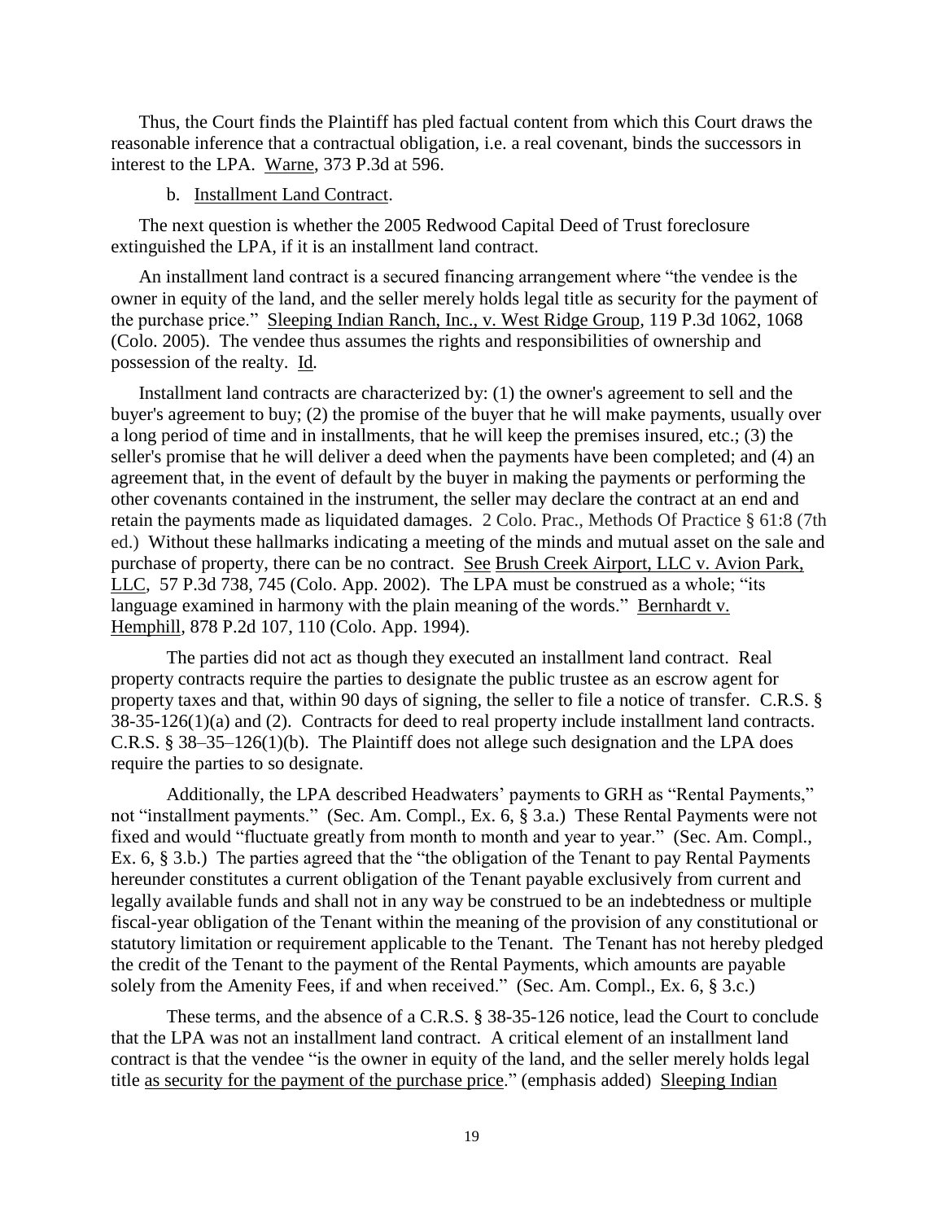Thus, the Court finds the Plaintiff has pled factual content from which this Court draws the reasonable inference that a contractual obligation, i.e. a real covenant, binds the successors in interest to the LPA. Warne, 373 P.3d at 596.

b. Installment Land Contract.

The next question is whether the 2005 Redwood Capital Deed of Trust foreclosure extinguished the LPA, if it is an installment land contract.

An installment land contract is a secured financing arrangement where "the vendee is the owner in equity of the land, and the seller merely holds legal title as security for the payment of the purchase price." Sleeping Indian Ranch, Inc., v. West Ridge Group, 119 P.3d 1062, 1068 (Colo. 2005). The vendee thus assumes the rights and responsibilities of ownership and possession of the realty. Id.

Installment land contracts are characterized by: (1) the owner's agreement to sell and the buyer's agreement to buy; (2) the promise of the buyer that he will make payments, usually over a long period of time and in installments, that he will keep the premises insured, etc.; (3) the seller's promise that he will deliver a deed when the payments have been completed; and (4) an agreement that, in the event of default by the buyer in making the payments or performing the other covenants contained in the instrument, the seller may declare the contract at an end and retain the payments made as liquidated damages. 2 Colo. Prac., Methods Of Practice § 61:8 (7th ed.) Without these hallmarks indicating a meeting of the minds and mutual asset on the sale and purchase of property, there can be no contract. See Brush Creek Airport, LLC v. Avion Park, LLC, 57 P.3d 738, 745 (Colo. App. 2002). The LPA must be construed as a whole; "its language examined in harmony with the plain meaning of the words." Bernhardt v. Hemphill, 878 P.2d 107, 110 (Colo. App. 1994).

The parties did not act as though they executed an installment land contract. Real property contracts require the parties to designate the public trustee as an escrow agent for property taxes and that, within 90 days of signing, the seller to file a notice of transfer. C.R.S. § 38-35-126(1)(a) and (2). Contracts for deed to real property include installment land contracts. C.R.S. § 38–35–126(1)(b). The Plaintiff does not allege such designation and the LPA does require the parties to so designate.

Additionally, the LPA described Headwaters' payments to GRH as "Rental Payments," not "installment payments." (Sec. Am. Compl., Ex. 6, § 3.a.) These Rental Payments were not fixed and would "fluctuate greatly from month to month and year to year." (Sec. Am. Compl., Ex. 6, § 3.b.) The parties agreed that the "the obligation of the Tenant to pay Rental Payments hereunder constitutes a current obligation of the Tenant payable exclusively from current and legally available funds and shall not in any way be construed to be an indebtedness or multiple fiscal-year obligation of the Tenant within the meaning of the provision of any constitutional or statutory limitation or requirement applicable to the Tenant. The Tenant has not hereby pledged the credit of the Tenant to the payment of the Rental Payments, which amounts are payable solely from the Amenity Fees, if and when received." (Sec. Am. Compl., Ex. 6, § 3.c.)

These terms, and the absence of a C.R.S. § 38-35-126 notice, lead the Court to conclude that the LPA was not an installment land contract. A critical element of an installment land contract is that the vendee "is the owner in equity of the land, and the seller merely holds legal title as security for the payment of the purchase price." (emphasis added) Sleeping Indian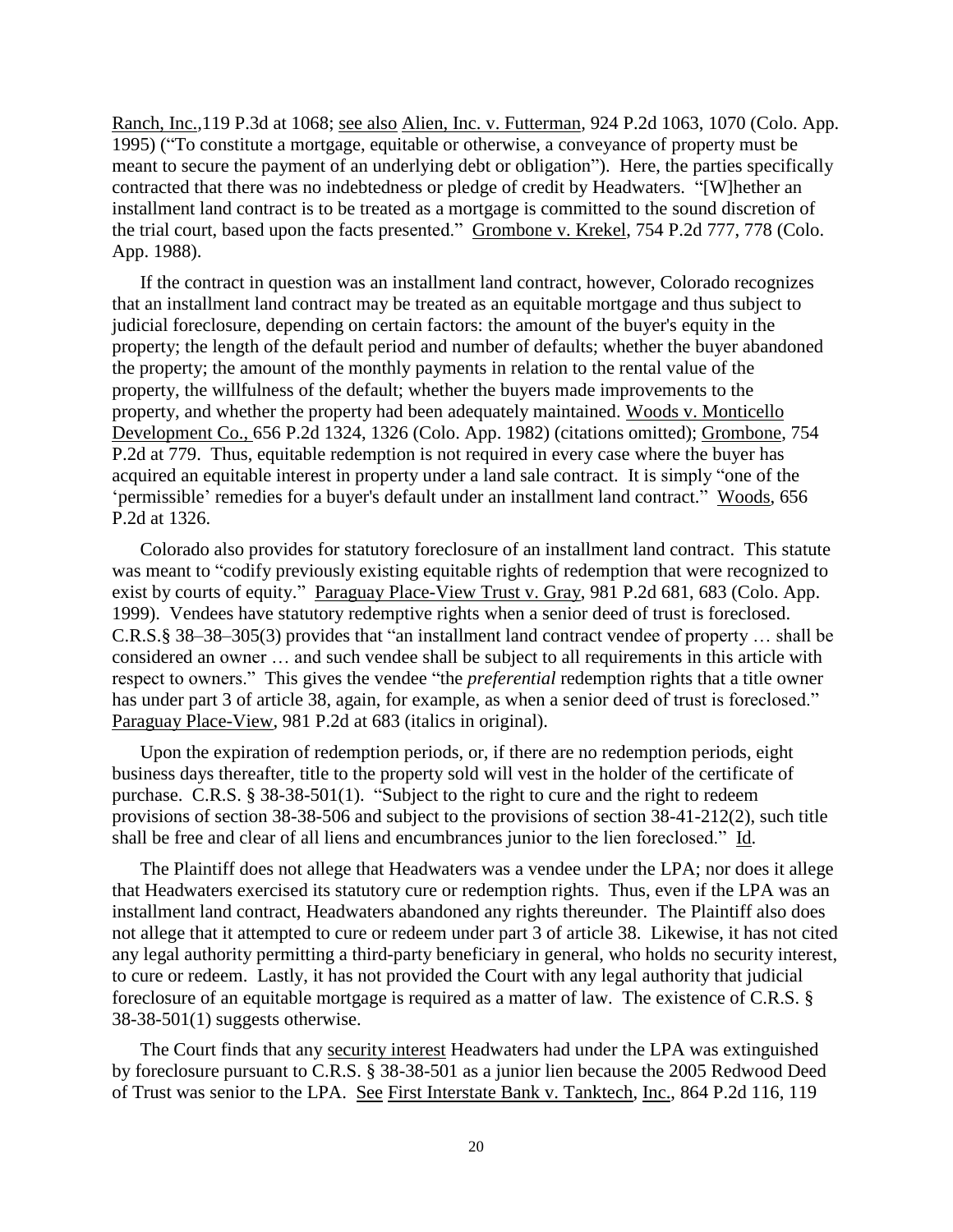Ranch, Inc.,119 P.3d at 1068; see also Alien, Inc. v. Futterman, 924 P.2d 1063, 1070 (Colo. App. 1995) ("To constitute a mortgage, equitable or otherwise, a conveyance of property must be meant to secure the payment of an underlying debt or obligation"). Here, the parties specifically contracted that there was no indebtedness or pledge of credit by Headwaters. "[W]hether an installment land contract is to be treated as a mortgage is committed to the sound discretion of the trial court, based upon the facts presented." Grombone v. Krekel, 754 P.2d 777, 778 (Colo. App. 1988).

If the contract in question was an installment land contract, however, Colorado recognizes that an installment land contract may be treated as an equitable mortgage and thus subject to judicial foreclosure, depending on certain factors: the amount of the buyer's equity in the property; the length of the default period and number of defaults; whether the buyer abandoned the property; the amount of the monthly payments in relation to the rental value of the property, the willfulness of the default; whether the buyers made improvements to the property, and whether the property had been adequately maintained. Woods v. Monticello Development Co., 656 P.2d 1324, 1326 (Colo. App. 1982) (citations omitted); Grombone, 754 P.2d at 779. Thus, equitable redemption is not required in every case where the buyer has acquired an equitable interest in property under a land sale contract. It is simply "one of the 'permissible' remedies for a buyer's default under an installment land contract." Woods, 656 P.2d at 1326.

Colorado also provides for statutory foreclosure of an installment land contract. This statute was meant to "codify previously existing equitable rights of redemption that were recognized to exist by courts of equity." Paraguay Place-View Trust v. Gray, 981 P.2d 681, 683 (Colo. App. 1999). Vendees have statutory redemptive rights when a senior deed of trust is foreclosed. C.R.S.§ 38–38–305(3) provides that "an installment land contract vendee of property … shall be considered an owner … and such vendee shall be subject to all requirements in this article with respect to owners." This gives the vendee "the *preferential* redemption rights that a title owner has under part 3 of article 38, again, for example, as when a senior deed of trust is foreclosed." Paraguay Place-View, 981 P.2d at 683 (italics in original).

Upon the expiration of redemption periods, or, if there are no redemption periods, eight business days thereafter, title to the property sold will vest in the holder of the certificate of purchase. C.R.S. § 38-38-501(1). "Subject to the right to cure and the right to redeem provisions of section 38-38-506 and subject to the provisions of section 38-41-212(2), such title shall be free and clear of all liens and encumbrances junior to the lien foreclosed." Id.

The Plaintiff does not allege that Headwaters was a vendee under the LPA; nor does it allege that Headwaters exercised its statutory cure or redemption rights. Thus, even if the LPA was an installment land contract, Headwaters abandoned any rights thereunder. The Plaintiff also does not allege that it attempted to cure or redeem under part 3 of article 38. Likewise, it has not cited any legal authority permitting a third-party beneficiary in general, who holds no security interest, to cure or redeem. Lastly, it has not provided the Court with any legal authority that judicial foreclosure of an equitable mortgage is required as a matter of law. The existence of C.R.S. § 38-38-501(1) suggests otherwise.

The Court finds that any security interest Headwaters had under the LPA was extinguished by foreclosure pursuant to C.R.S. § 38-38-501 as a junior lien because the 2005 Redwood Deed of Trust was senior to the LPA. See First Interstate Bank v. Tanktech, Inc., 864 P.2d 116, 119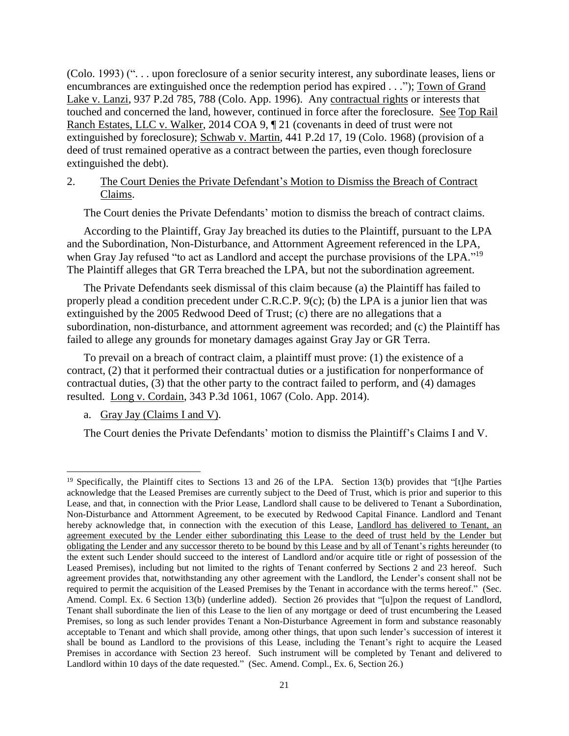(Colo. 1993) (". . . upon foreclosure of a senior security interest, any subordinate leases, liens or encumbrances are extinguished once the redemption period has expired . . ."); Town of Grand Lake v. Lanzi, 937 P.2d 785, 788 (Colo. App. 1996). Any contractual rights or interests that touched and concerned the land, however, continued in force after the foreclosure. See Top Rail Ranch Estates, LLC v. Walker, 2014 COA 9, ¶ 21 (covenants in deed of trust were not extinguished by foreclosure); Schwab v. Martin, 441 P.2d 17, 19 (Colo. 1968) (provision of a deed of trust remained operative as a contract between the parties, even though foreclosure extinguished the debt).

2. The Court Denies the Private Defendant's Motion to Dismiss the Breach of Contract Claims.

The Court denies the Private Defendants' motion to dismiss the breach of contract claims.

According to the Plaintiff, Gray Jay breached its duties to the Plaintiff, pursuant to the LPA and the Subordination, Non-Disturbance, and Attornment Agreement referenced in the LPA, when Gray Jay refused "to act as Landlord and accept the purchase provisions of the LPA."[19] The Plaintiff alleges that GR Terra breached the LPA, but not the subordination agreement.

The Private Defendants seek dismissal of this claim because (a) the Plaintiff has failed to properly plead a condition precedent under C.R.C.P. 9(c); (b) the LPA is a junior lien that was extinguished by the 2005 Redwood Deed of Trust; (c) there are no allegations that a subordination, non-disturbance, and attornment agreement was recorded; and (c) the Plaintiff has failed to allege any grounds for monetary damages against Gray Jay or GR Terra.

To prevail on a breach of contract claim, a plaintiff must prove: (1) the existence of a contract, (2) that it performed their contractual duties or a justification for nonperformance of contractual duties, (3) that the other party to the contract failed to perform, and (4) damages resulted. Long v. Cordain, 343 P.3d 1061, 1067 (Colo. App. 2014).

a. Gray Jay (Claims I and V).

The Court denies the Private Defendants' motion to dismiss the Plaintiff's Claims I and V.

---

[19] Specifically, the Plaintiff cites to Sections 13 and 26 of the LPA. Section 13(b) provides that "[t]he Parties acknowledge that the Leased Premises are currently subject to the Deed of Trust, which is prior and superior to this Lease, and that, in connection with the Prior Lease, Landlord shall cause to be delivered to Tenant a Subordination, Non-Disturbance and Attornment Agreement, to be executed by Redwood Capital Finance. Landlord and Tenant hereby acknowledge that, in connection with the execution of this Lease, Landlord has delivered to Tenant, an agreement executed by the Lender either subordinating this Lease to the deed of trust held by the Lender but obligating the Lender and any successor thereto to be bound by this Lease and by all of Tenant's rights hereunder (to the extent such Lender should succeed to the interest of Landlord and/or acquire title or right of possession of the Leased Premises), including but not limited to the rights of Tenant conferred by Sections 2 and 23 hereof. Such agreement provides that, notwithstanding any other agreement with the Landlord, the Lender's consent shall not be required to permit the acquisition of the Leased Premises by the Tenant in accordance with the terms hereof." (Sec. Amend. Compl. Ex. 6 Section 13(b) (underline added). Section 26 provides that "[u]pon the request of Landlord, Tenant shall subordinate the lien of this Lease to the lien of any mortgage or deed of trust encumbering the Leased Premises, so long as such lender provides Tenant a Non-Disturbance Agreement in form and substance reasonably acceptable to Tenant and which shall provide, among other things, that upon such lender's succession of interest it shall be bound as Landlord to the provisions of this Lease, including the Tenant's right to acquire the Leased Premises in accordance with Section 23 hereof. Such instrument will be completed by Tenant and delivered to Landlord within 10 days of the date requested." (Sec. Amend. Compl., Ex. 6, Section 26.)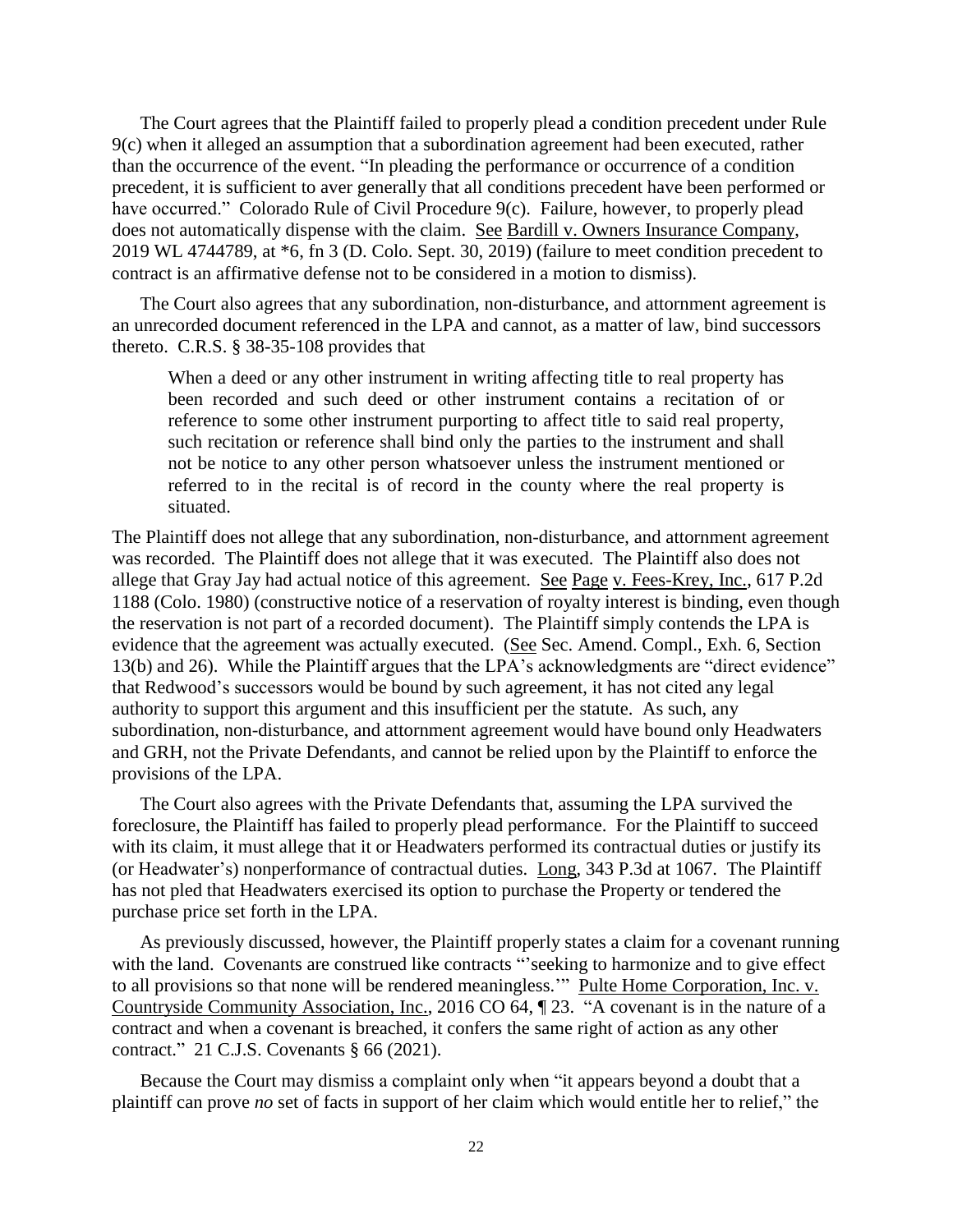The Court agrees that the Plaintiff failed to properly plead a condition precedent under Rule 9(c) when it alleged an assumption that a subordination agreement had been executed, rather than the occurrence of the event. "In pleading the performance or occurrence of a condition precedent, it is sufficient to aver generally that all conditions precedent have been performed or have occurred." Colorado Rule of Civil Procedure 9(c). Failure, however, to properly plead does not automatically dispense with the claim. See Bardill v. Owners Insurance Company, 2019 WL 4744789, at *6, fn 3 (D. Colo. Sept. 30, 2019) (failure to meet condition precedent to contract is an affirmative defense not to be considered in a motion to dismiss).

The Court also agrees that any subordination, non-disturbance, and attornment agreement is an unrecorded document referenced in the LPA and cannot, as a matter of law, bind successors thereto. C.R.S. § 38-35-108 provides that

> When a deed or any other instrument in writing affecting title to real property has been recorded and such deed or other instrument contains a recitation of or reference to some other instrument purporting to affect title to said real property, such recitation or reference shall bind only the parties to the instrument and shall not be notice to any other person whatsoever unless the instrument mentioned or referred to in the recital is of record in the county where the real property is situated.

The Plaintiff does not allege that any subordination, non-disturbance, and attornment agreement was recorded. The Plaintiff does not allege that it was executed. The Plaintiff also does not allege that Gray Jay had actual notice of this agreement. See Page v. Fees-Krey, Inc., 617 P.2d 1188 (Colo. 1980) (constructive notice of a reservation of royalty interest is binding, even though the reservation is not part of a recorded document). The Plaintiff simply contends the LPA is evidence that the agreement was actually executed. (See Sec. Amend. Compl., Exh. 6, Section 13(b) and 26). While the Plaintiff argues that the LPA's acknowledgments are "direct evidence" that Redwood's successors would be bound by such agreement, it has not cited any legal authority to support this argument and this insufficient per the statute. As such, any subordination, non-disturbance, and attornment agreement would have bound only Headwaters and GRH, not the Private Defendants, and cannot be relied upon by the Plaintiff to enforce the provisions of the LPA.

The Court also agrees with the Private Defendants that, assuming the LPA survived the foreclosure, the Plaintiff has failed to properly plead performance. For the Plaintiff to succeed with its claim, it must allege that it or Headwaters performed its contractual duties or justify its (or Headwater's) nonperformance of contractual duties. Long, 343 P.3d at 1067. The Plaintiff has not pled that Headwaters exercised its option to purchase the Property or tendered the purchase price set forth in the LPA.

As previously discussed, however, the Plaintiff properly states a claim for a covenant running with the land. Covenants are construed like contracts "'seeking to harmonize and to give effect to all provisions so that none will be rendered meaningless.'" Pulte Home Corporation, Inc. v. Countryside Community Association, Inc., 2016 CO 64, ¶ 23. "A covenant is in the nature of a contract and when a covenant is breached, it confers the same right of action as any other contract." 21 C.J.S. Covenants § 66 (2021).

Because the Court may dismiss a complaint only when "it appears beyond a doubt that a plaintiff can prove *no* set of facts in support of her claim which would entitle her to relief," the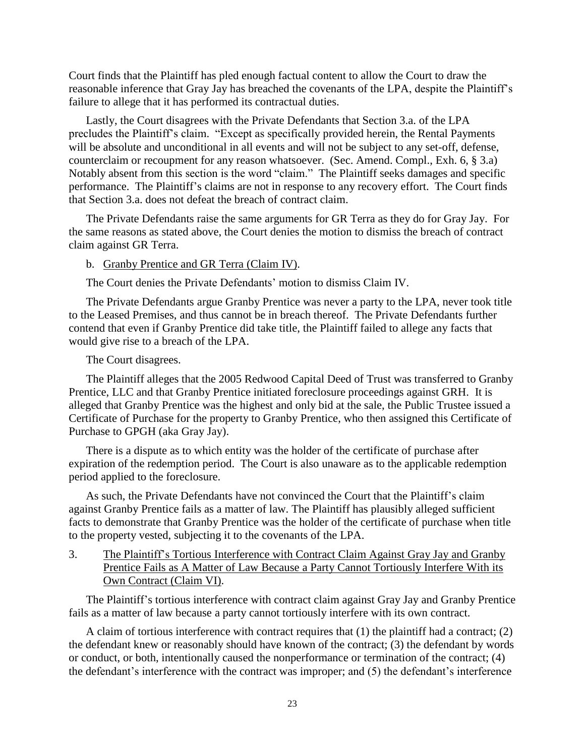Court finds that the Plaintiff has pled enough factual content to allow the Court to draw the reasonable inference that Gray Jay has breached the covenants of the LPA, despite the Plaintiff's failure to allege that it has performed its contractual duties.

Lastly, the Court disagrees with the Private Defendants that Section 3.a. of the LPA precludes the Plaintiff's claim. "Except as specifically provided herein, the Rental Payments will be absolute and unconditional in all events and will not be subject to any set-off, defense, counterclaim or recoupment for any reason whatsoever. (Sec. Amend. Compl., Exh. 6, § 3.a) Notably absent from this section is the word "claim." The Plaintiff seeks damages and specific performance. The Plaintiff's claims are not in response to any recovery effort. The Court finds that Section 3.a. does not defeat the breach of contract claim.

The Private Defendants raise the same arguments for GR Terra as they do for Gray Jay. For the same reasons as stated above, the Court denies the motion to dismiss the breach of contract claim against GR Terra.

b. Granby Prentice and GR Terra (Claim IV).

The Court denies the Private Defendants' motion to dismiss Claim IV.

The Private Defendants argue Granby Prentice was never a party to the LPA, never took title to the Leased Premises, and thus cannot be in breach thereof. The Private Defendants further contend that even if Granby Prentice did take title, the Plaintiff failed to allege any facts that would give rise to a breach of the LPA.

The Court disagrees.

The Plaintiff alleges that the 2005 Redwood Capital Deed of Trust was transferred to Granby Prentice, LLC and that Granby Prentice initiated foreclosure proceedings against GRH. It is alleged that Granby Prentice was the highest and only bid at the sale, the Public Trustee issued a Certificate of Purchase for the property to Granby Prentice, who then assigned this Certificate of Purchase to GPGH (aka Gray Jay).

There is a dispute as to which entity was the holder of the certificate of purchase after expiration of the redemption period. The Court is also unaware as to the applicable redemption period applied to the foreclosure.

As such, the Private Defendants have not convinced the Court that the Plaintiff's claim against Granby Prentice fails as a matter of law. The Plaintiff has plausibly alleged sufficient facts to demonstrate that Granby Prentice was the holder of the certificate of purchase when title to the property vested, subjecting it to the covenants of the LPA.

3. The Plaintiff's Tortious Interference with Contract Claim Against Gray Jay and Granby Prentice Fails as A Matter of Law Because a Party Cannot Tortiously Interfere With its Own Contract (Claim VI).

The Plaintiff's tortious interference with contract claim against Gray Jay and Granby Prentice fails as a matter of law because a party cannot tortiously interfere with its own contract.

A claim of tortious interference with contract requires that (1) the plaintiff had a contract; (2) the defendant knew or reasonably should have known of the contract; (3) the defendant by words or conduct, or both, intentionally caused the nonperformance or termination of the contract; (4) the defendant's interference with the contract was improper; and (5) the defendant's interference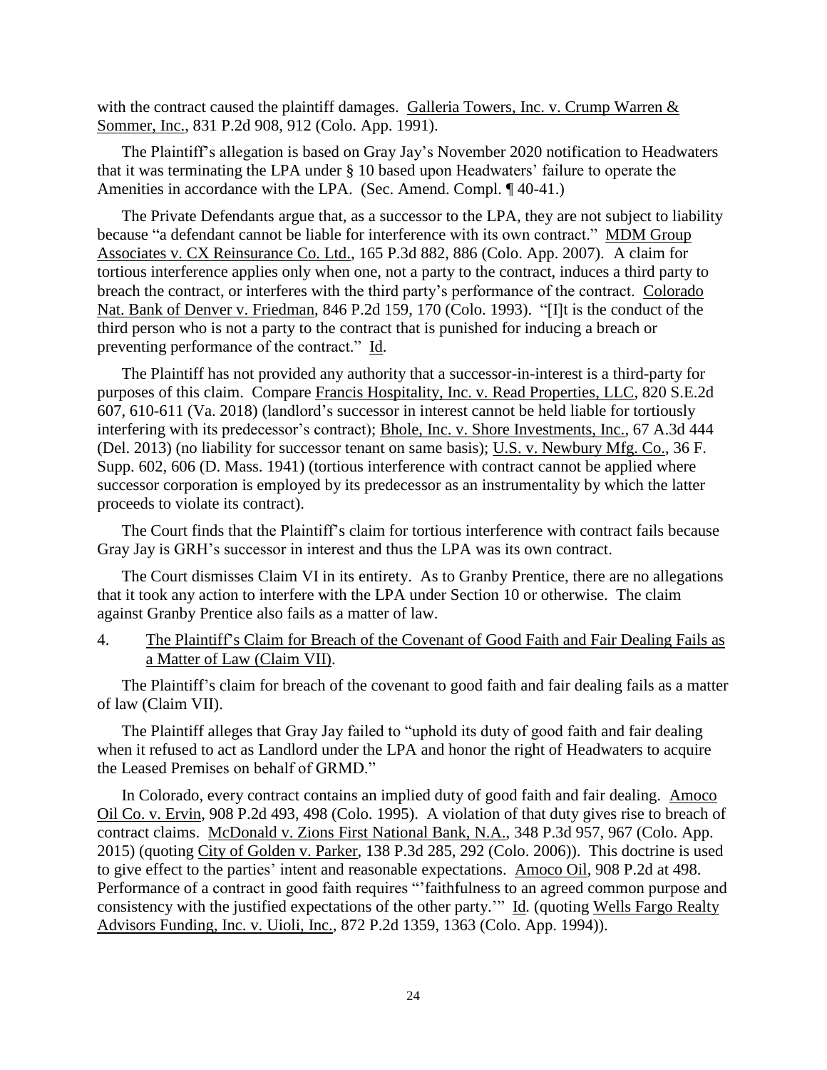with the contract caused the plaintiff damages. Galleria Towers, Inc. v. Crump Warren & Sommer, Inc., 831 P.2d 908, 912 (Colo. App. 1991).

The Plaintiff's allegation is based on Gray Jay's November 2020 notification to Headwaters that it was terminating the LPA under § 10 based upon Headwaters' failure to operate the Amenities in accordance with the LPA. (Sec. Amend. Compl. ¶ 40-41.)

The Private Defendants argue that, as a successor to the LPA, they are not subject to liability because "a defendant cannot be liable for interference with its own contract." MDM Group Associates v. CX Reinsurance Co. Ltd., 165 P.3d 882, 886 (Colo. App. 2007). A claim for tortious interference applies only when one, not a party to the contract, induces a third party to breach the contract, or interferes with the third party's performance of the contract. Colorado Nat. Bank of Denver v. Friedman, 846 P.2d 159, 170 (Colo. 1993). "[I]t is the conduct of the third person who is not a party to the contract that is punished for inducing a breach or preventing performance of the contract." Id.

The Plaintiff has not provided any authority that a successor-in-interest is a third-party for purposes of this claim. Compare Francis Hospitality, Inc. v. Read Properties, LLC, 820 S.E.2d 607, 610-611 (Va. 2018) (landlord's successor in interest cannot be held liable for tortiously interfering with its predecessor's contract); Bhole, Inc. v. Shore Investments, Inc., 67 A.3d 444 (Del. 2013) (no liability for successor tenant on same basis); U.S. v. Newbury Mfg. Co., 36 F. Supp. 602, 606 (D. Mass. 1941) (tortious interference with contract cannot be applied where successor corporation is employed by its predecessor as an instrumentality by which the latter proceeds to violate its contract).

The Court finds that the Plaintiff's claim for tortious interference with contract fails because Gray Jay is GRH's successor in interest and thus the LPA was its own contract.

The Court dismisses Claim VI in its entirety. As to Granby Prentice, there are no allegations that it took any action to interfere with the LPA under Section 10 or otherwise. The claim against Granby Prentice also fails as a matter of law.

4. The Plaintiff's Claim for Breach of the Covenant of Good Faith and Fair Dealing Fails as a Matter of Law (Claim VII).

The Plaintiff's claim for breach of the covenant to good faith and fair dealing fails as a matter of law (Claim VII).

The Plaintiff alleges that Gray Jay failed to "uphold its duty of good faith and fair dealing when it refused to act as Landlord under the LPA and honor the right of Headwaters to acquire the Leased Premises on behalf of GRMD."

In Colorado, every contract contains an implied duty of good faith and fair dealing. Amoco Oil Co. v. Ervin, 908 P.2d 493, 498 (Colo. 1995). A violation of that duty gives rise to breach of contract claims. McDonald v. Zions First National Bank, N.A., 348 P.3d 957, 967 (Colo. App. 2015) (quoting City of Golden v. Parker, 138 P.3d 285, 292 (Colo. 2006)). This doctrine is used to give effect to the parties' intent and reasonable expectations. Amoco Oil, 908 P.2d at 498. Performance of a contract in good faith requires "'faithfulness to an agreed common purpose and consistency with the justified expectations of the other party.'" Id. (quoting Wells Fargo Realty Advisors Funding, Inc. v. Uioli, Inc., 872 P.2d 1359, 1363 (Colo. App. 1994)).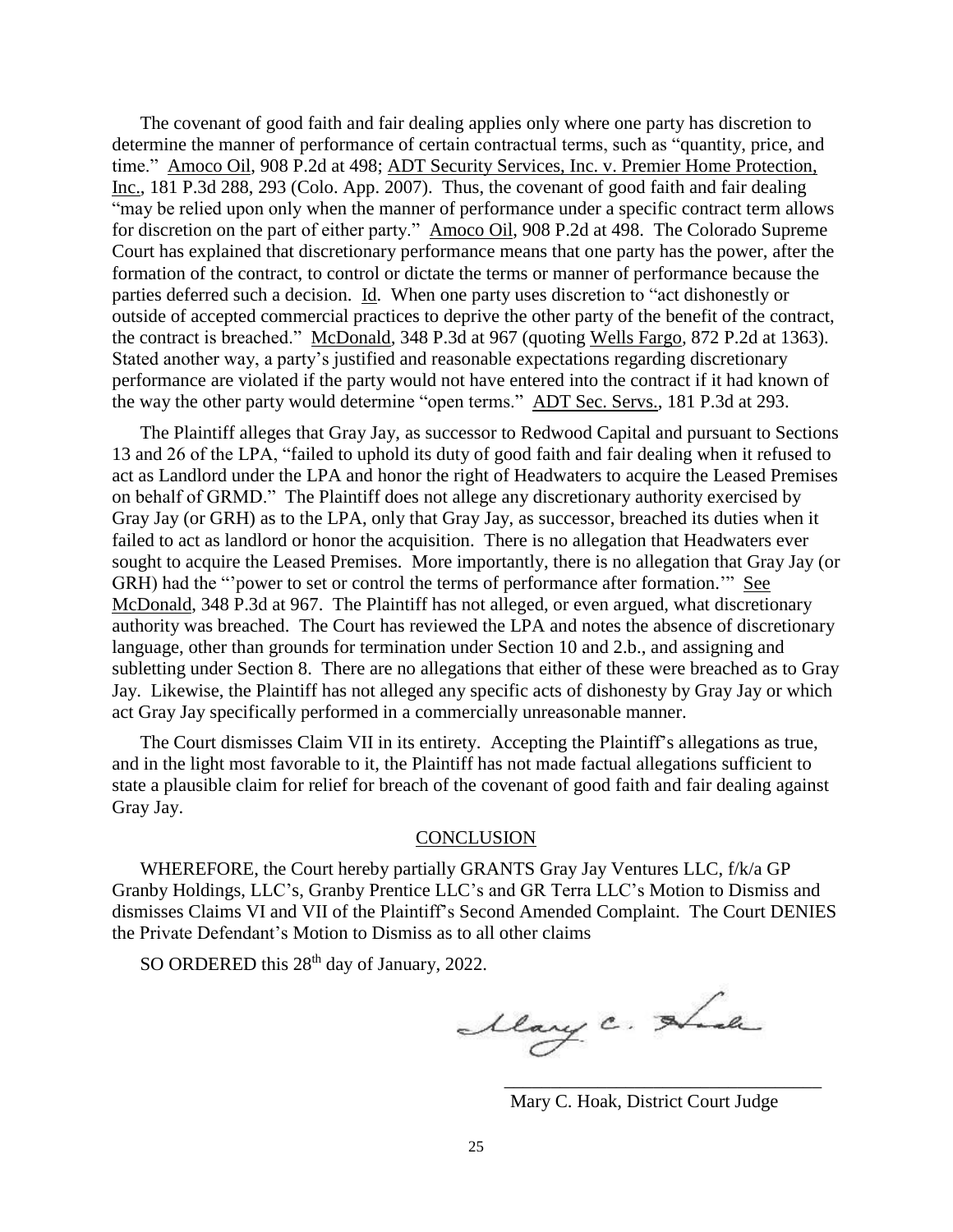The covenant of good faith and fair dealing applies only where one party has discretion to determine the manner of performance of certain contractual terms, such as "quantity, price, and time." Amoco Oil, 908 P.2d at 498; ADT Security Services, Inc. v. Premier Home Protection, Inc., 181 P.3d 288, 293 (Colo. App. 2007). Thus, the covenant of good faith and fair dealing "may be relied upon only when the manner of performance under a specific contract term allows for discretion on the part of either party." Amoco Oil, 908 P.2d at 498. The Colorado Supreme Court has explained that discretionary performance means that one party has the power, after the formation of the contract, to control or dictate the terms or manner of performance because the parties deferred such a decision. Id. When one party uses discretion to "act dishonestly or outside of accepted commercial practices to deprive the other party of the benefit of the contract, the contract is breached." McDonald, 348 P.3d at 967 (quoting Wells Fargo, 872 P.2d at 1363). Stated another way, a party's justified and reasonable expectations regarding discretionary performance are violated if the party would not have entered into the contract if it had known of the way the other party would determine "open terms." ADT Sec. Servs., 181 P.3d at 293.

The Plaintiff alleges that Gray Jay, as successor to Redwood Capital and pursuant to Sections 13 and 26 of the LPA, "failed to uphold its duty of good faith and fair dealing when it refused to act as Landlord under the LPA and honor the right of Headwaters to acquire the Leased Premises on behalf of GRMD." The Plaintiff does not allege any discretionary authority exercised by Gray Jay (or GRH) as to the LPA, only that Gray Jay, as successor, breached its duties when it failed to act as landlord or honor the acquisition. There is no allegation that Headwaters ever sought to acquire the Leased Premises. More importantly, there is no allegation that Gray Jay (or GRH) had the "'power to set or control the terms of performance after formation.'" See McDonald, 348 P.3d at 967. The Plaintiff has not alleged, or even argued, what discretionary authority was breached. The Court has reviewed the LPA and notes the absence of discretionary language, other than grounds for termination under Section 10 and 2.b., and assigning and subletting under Section 8. There are no allegations that either of these were breached as to Gray Jay. Likewise, the Plaintiff has not alleged any specific acts of dishonesty by Gray Jay or which act Gray Jay specifically performed in a commercially unreasonable manner.

The Court dismisses Claim VII in its entirety. Accepting the Plaintiff's allegations as true, and in the light most favorable to it, the Plaintiff has not made factual allegations sufficient to state a plausible claim for relief for breach of the covenant of good faith and fair dealing against Gray Jay.

## CONCLUSION

WHEREFORE, the Court hereby partially GRANTS Gray Jay Ventures LLC, f/k/a GP Granby Holdings, LLC's, Granby Prentice LLC's and GR Terra LLC's Motion to Dismiss and dismisses Claims VI and VII of the Plaintiff's Second Amended Complaint. The Court DENIES the Private Defendant's Motion to Dismiss as to all other claims

SO ORDERED this 28th day of January, 2022.

Mary C. Hoak

\_\_\_\_\_\_\_\_\_\_\_\_\_\_\_\_\_\_\_\_\_\_\_\_\_\_\_\_\_\_\_\_

Mary C. Hoak, District Court Judge